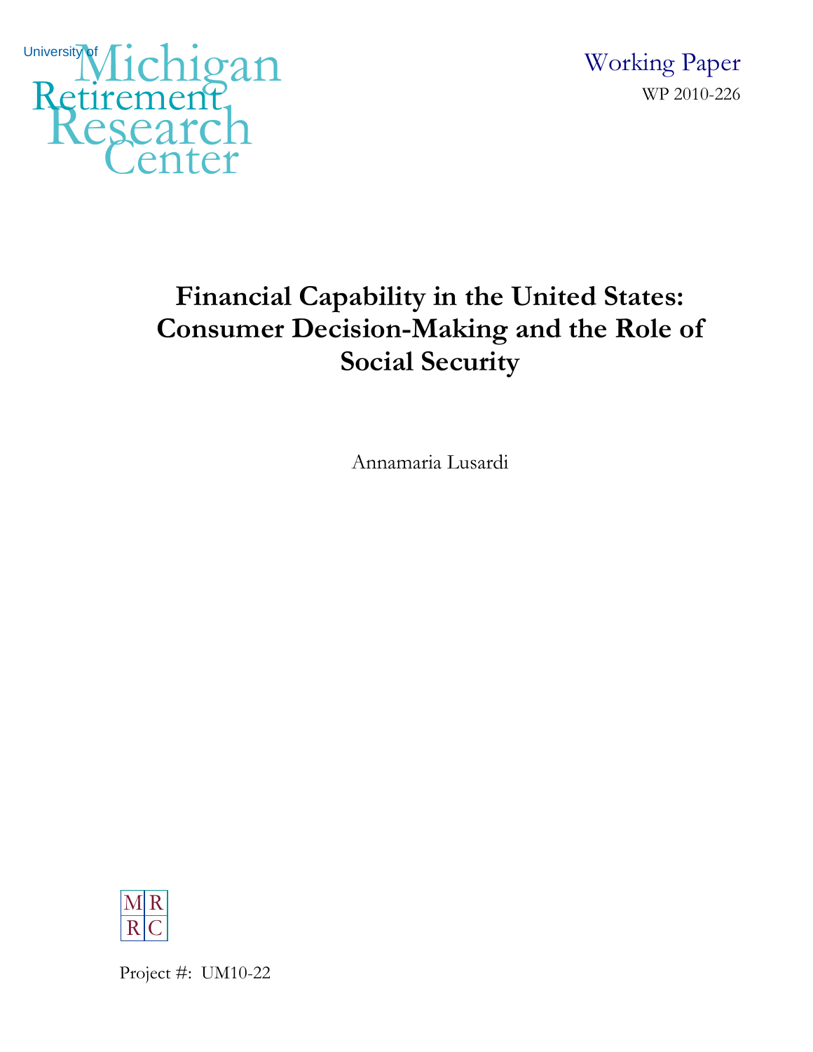University of Michigan Retirement Research Center

Working Paper

WP 2010-226

# Financial Capability in the United States: Consumer Decision-Making and the Role of Social Security

Annamaria Lusardi

MRRC

Project #: UM10-22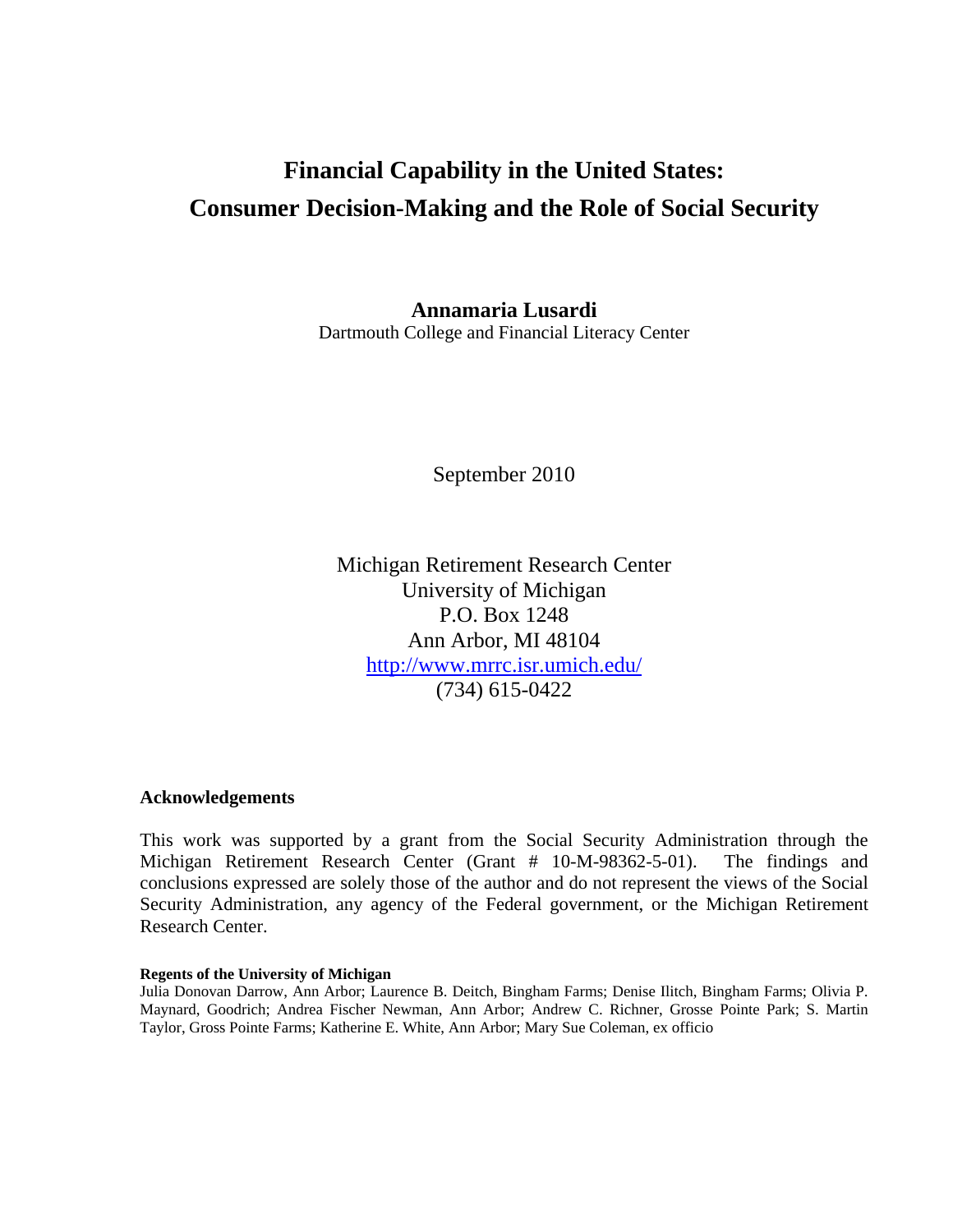# Financial Capability in the United States: Consumer Decision-Making and the Role of Social Security

**Annamaria Lusardi**
Dartmouth College and Financial Literacy Center

September 2010

Michigan Retirement Research Center
University of Michigan
P.O. Box 1248
Ann Arbor, MI 48104
http://www.mrrc.isr.umich.edu/
(734) 615-0422

### Acknowledgements

This work was supported by a grant from the Social Security Administration through the Michigan Retirement Research Center (Grant # 10-M-98362-5-01). The findings and conclusions expressed are solely those of the author and do not represent the views of the Social Security Administration, any agency of the Federal government, or the Michigan Retirement Research Center.

**Regents of the University of Michigan**
Julia Donovan Darrow, Ann Arbor; Laurence B. Deitch, Bingham Farms; Denise Ilitch, Bingham Farms; Olivia P. Maynard, Goodrich; Andrea Fischer Newman, Ann Arbor; Andrew C. Richner, Grosse Pointe Park; S. Martin Taylor, Gross Pointe Farms; Katherine E. White, Ann Arbor; Mary Sue Coleman, ex officio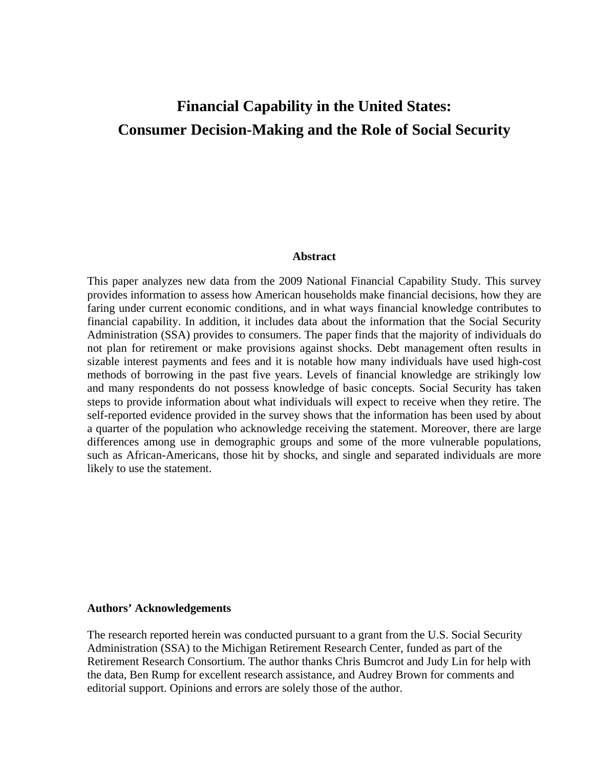# Financial Capability in the United States: Consumer Decision-Making and the Role of Social Security

## Abstract

This paper analyzes new data from the 2009 National Financial Capability Study. This survey provides information to assess how American households make financial decisions, how they are faring under current economic conditions, and in what ways financial knowledge contributes to financial capability. In addition, it includes data about the information that the Social Security Administration (SSA) provides to consumers. The paper finds that the majority of individuals do not plan for retirement or make provisions against shocks. Debt management often results in sizable interest payments and fees and it is notable how many individuals have used high-cost methods of borrowing in the past five years. Levels of financial knowledge are strikingly low and many respondents do not possess knowledge of basic concepts. Social Security has taken steps to provide information about what individuals will expect to receive when they retire. The self-reported evidence provided in the survey shows that the information has been used by about a quarter of the population who acknowledge receiving the statement. Moreover, there are large differences among use in demographic groups and some of the more vulnerable populations, such as African-Americans, those hit by shocks, and single and separated individuals are more likely to use the statement.

### Authors' Acknowledgements

The research reported herein was conducted pursuant to a grant from the U.S. Social Security Administration (SSA) to the Michigan Retirement Research Center, funded as part of the Retirement Research Consortium. The author thanks Chris Bumcrot and Judy Lin for help with the data, Ben Rump for excellent research assistance, and Audrey Brown for comments and editorial support. Opinions and errors are solely those of the author.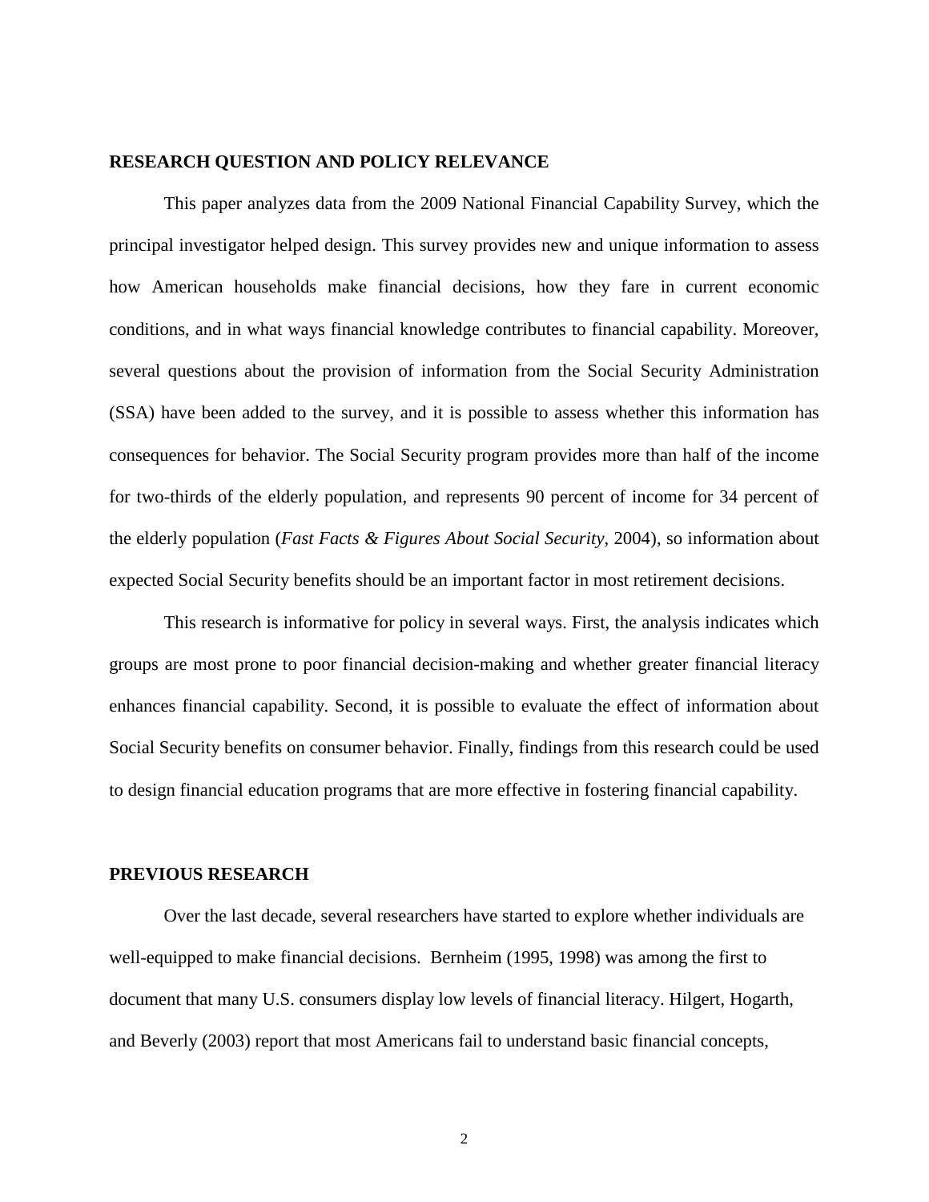## RESEARCH QUESTION AND POLICY RELEVANCE

This paper analyzes data from the 2009 National Financial Capability Survey, which the principal investigator helped design. This survey provides new and unique information to assess how American households make financial decisions, how they fare in current economic conditions, and in what ways financial knowledge contributes to financial capability. Moreover, several questions about the provision of information from the Social Security Administration (SSA) have been added to the survey, and it is possible to assess whether this information has consequences for behavior. The Social Security program provides more than half of the income for two-thirds of the elderly population, and represents 90 percent of income for 34 percent of the elderly population (*Fast Facts & Figures About Social Security*, 2004), so information about expected Social Security benefits should be an important factor in most retirement decisions.

This research is informative for policy in several ways. First, the analysis indicates which groups are most prone to poor financial decision-making and whether greater financial literacy enhances financial capability. Second, it is possible to evaluate the effect of information about Social Security benefits on consumer behavior. Finally, findings from this research could be used to design financial education programs that are more effective in fostering financial capability.

## PREVIOUS RESEARCH

Over the last decade, several researchers have started to explore whether individuals are well-equipped to make financial decisions. Bernheim (1995, 1998) was among the first to document that many U.S. consumers display low levels of financial literacy. Hilgert, Hogarth, and Beverly (2003) report that most Americans fail to understand basic financial concepts,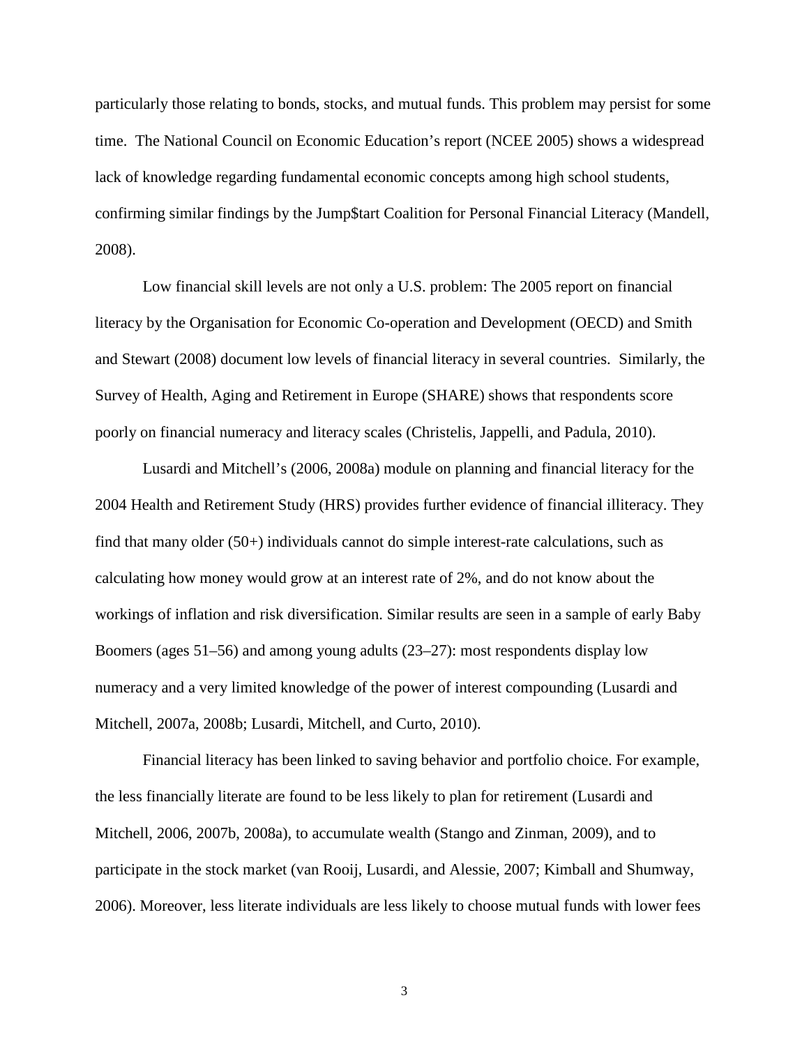particularly those relating to bonds, stocks, and mutual funds. This problem may persist for some time. The National Council on Economic Education's report (NCEE 2005) shows a widespread lack of knowledge regarding fundamental economic concepts among high school students, confirming similar findings by the Jump$tart Coalition for Personal Financial Literacy (Mandell, 2008).

Low financial skill levels are not only a U.S. problem: The 2005 report on financial literacy by the Organisation for Economic Co-operation and Development (OECD) and Smith and Stewart (2008) document low levels of financial literacy in several countries. Similarly, the Survey of Health, Aging and Retirement in Europe (SHARE) shows that respondents score poorly on financial numeracy and literacy scales (Christelis, Jappelli, and Padula, 2010).

Lusardi and Mitchell's (2006, 2008a) module on planning and financial literacy for the 2004 Health and Retirement Study (HRS) provides further evidence of financial illiteracy. They find that many older (50+) individuals cannot do simple interest-rate calculations, such as calculating how money would grow at an interest rate of 2%, and do not know about the workings of inflation and risk diversification. Similar results are seen in a sample of early Baby Boomers (ages 51–56) and among young adults (23–27): most respondents display low numeracy and a very limited knowledge of the power of interest compounding (Lusardi and Mitchell, 2007a, 2008b; Lusardi, Mitchell, and Curto, 2010).

Financial literacy has been linked to saving behavior and portfolio choice. For example, the less financially literate are found to be less likely to plan for retirement (Lusardi and Mitchell, 2006, 2007b, 2008a), to accumulate wealth (Stango and Zinman, 2009), and to participate in the stock market (van Rooij, Lusardi, and Alessie, 2007; Kimball and Shumway, 2006). Moreover, less literate individuals are less likely to choose mutual funds with lower fees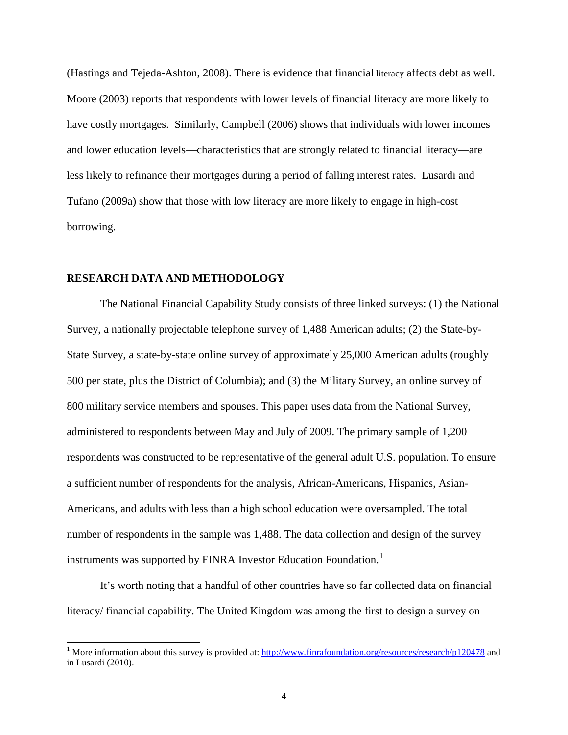(Hastings and Tejeda-Ashton, 2008). There is evidence that financial literacy affects debt as well. Moore (2003) reports that respondents with lower levels of financial literacy are more likely to have costly mortgages. Similarly, Campbell (2006) shows that individuals with lower incomes and lower education levels—characteristics that are strongly related to financial literacy—are less likely to refinance their mortgages during a period of falling interest rates. Lusardi and Tufano (2009a) show that those with low literacy are more likely to engage in high-cost borrowing.

## RESEARCH DATA AND METHODOLOGY

The National Financial Capability Study consists of three linked surveys: (1) the National Survey, a nationally projectable telephone survey of 1,488 American adults; (2) the State-by-State Survey, a state-by-state online survey of approximately 25,000 American adults (roughly 500 per state, plus the District of Columbia); and (3) the Military Survey, an online survey of 800 military service members and spouses. This paper uses data from the National Survey, administered to respondents between May and July of 2009. The primary sample of 1,200 respondents was constructed to be representative of the general adult U.S. population. To ensure a sufficient number of respondents for the analysis, African-Americans, Hispanics, Asian-Americans, and adults with less than a high school education were oversampled. The total number of respondents in the sample was 1,488. The data collection and design of the survey instruments was supported by FINRA Investor Education Foundation.[1]

It's worth noting that a handful of other countries have so far collected data on financial literacy/ financial capability. The United Kingdom was among the first to design a survey on

[1] More information about this survey is provided at: http://www.finrafoundation.org/resources/research/p120478 and in Lusardi (2010).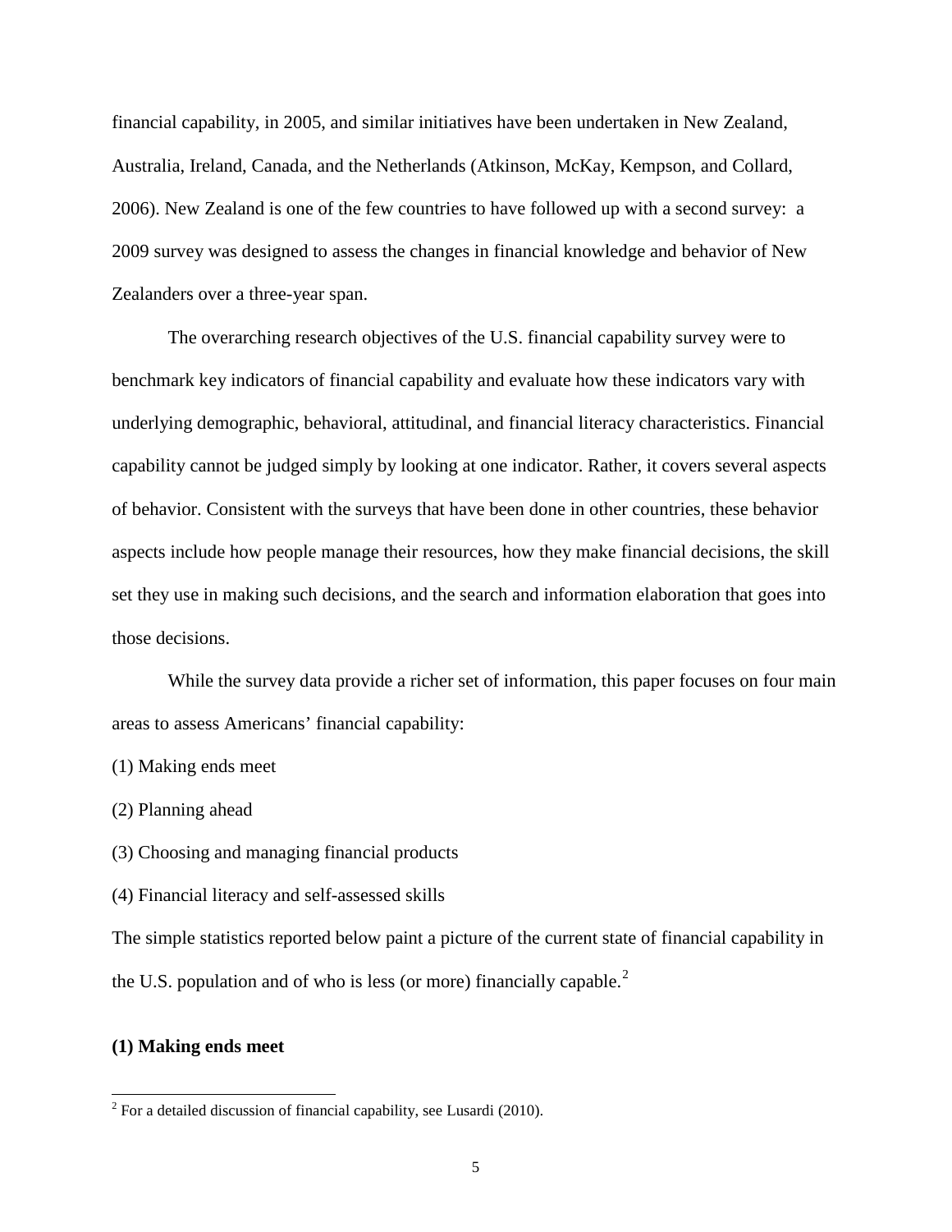financial capability, in 2005, and similar initiatives have been undertaken in New Zealand, Australia, Ireland, Canada, and the Netherlands (Atkinson, McKay, Kempson, and Collard, 2006). New Zealand is one of the few countries to have followed up with a second survey: a 2009 survey was designed to assess the changes in financial knowledge and behavior of New Zealanders over a three-year span.

The overarching research objectives of the U.S. financial capability survey were to benchmark key indicators of financial capability and evaluate how these indicators vary with underlying demographic, behavioral, attitudinal, and financial literacy characteristics. Financial capability cannot be judged simply by looking at one indicator. Rather, it covers several aspects of behavior. Consistent with the surveys that have been done in other countries, these behavior aspects include how people manage their resources, how they make financial decisions, the skill set they use in making such decisions, and the search and information elaboration that goes into those decisions.

While the survey data provide a richer set of information, this paper focuses on four main areas to assess Americans' financial capability:

(1) Making ends meet

(2) Planning ahead

(3) Choosing and managing financial products

(4) Financial literacy and self-assessed skills

The simple statistics reported below paint a picture of the current state of financial capability in the U.S. population and of who is less (or more) financially capable.[2]

**(1) Making ends meet**

[2] For a detailed discussion of financial capability, see Lusardi (2010).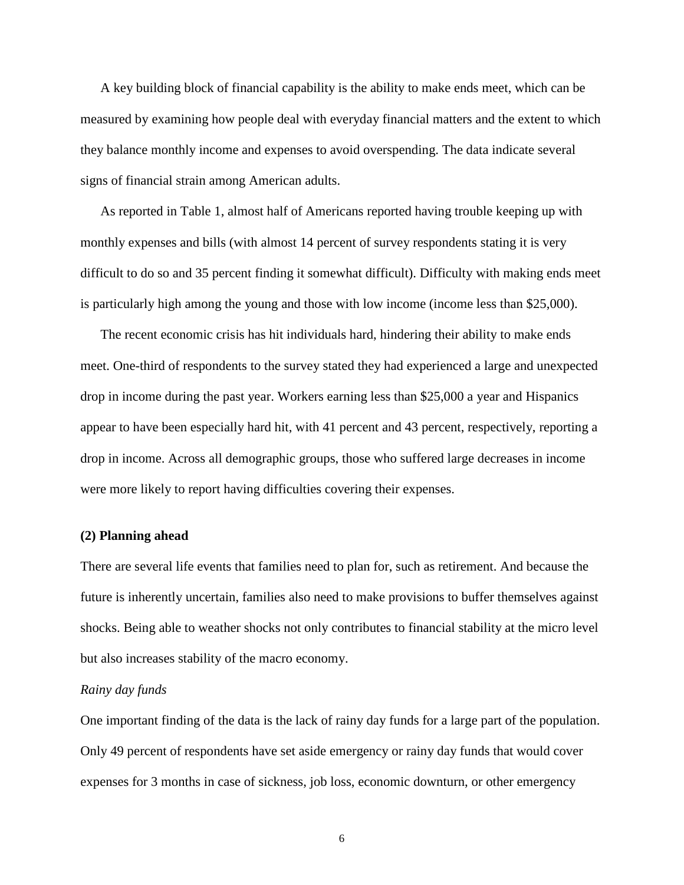A key building block of financial capability is the ability to make ends meet, which can be measured by examining how people deal with everyday financial matters and the extent to which they balance monthly income and expenses to avoid overspending. The data indicate several signs of financial strain among American adults.

As reported in Table 1, almost half of Americans reported having trouble keeping up with monthly expenses and bills (with almost 14 percent of survey respondents stating it is very difficult to do so and 35 percent finding it somewhat difficult). Difficulty with making ends meet is particularly high among the young and those with low income (income less than $25,000).

The recent economic crisis has hit individuals hard, hindering their ability to make ends meet. One-third of respondents to the survey stated they had experienced a large and unexpected drop in income during the past year. Workers earning less than $25,000 a year and Hispanics appear to have been especially hard hit, with 41 percent and 43 percent, respectively, reporting a drop in income. Across all demographic groups, those who suffered large decreases in income were more likely to report having difficulties covering their expenses.

### (2) Planning ahead

There are several life events that families need to plan for, such as retirement. And because the future is inherently uncertain, families also need to make provisions to buffer themselves against shocks. Being able to weather shocks not only contributes to financial stability at the micro level but also increases stability of the macro economy.

*Rainy day funds*

One important finding of the data is the lack of rainy day funds for a large part of the population. Only 49 percent of respondents have set aside emergency or rainy day funds that would cover expenses for 3 months in case of sickness, job loss, economic downturn, or other emergency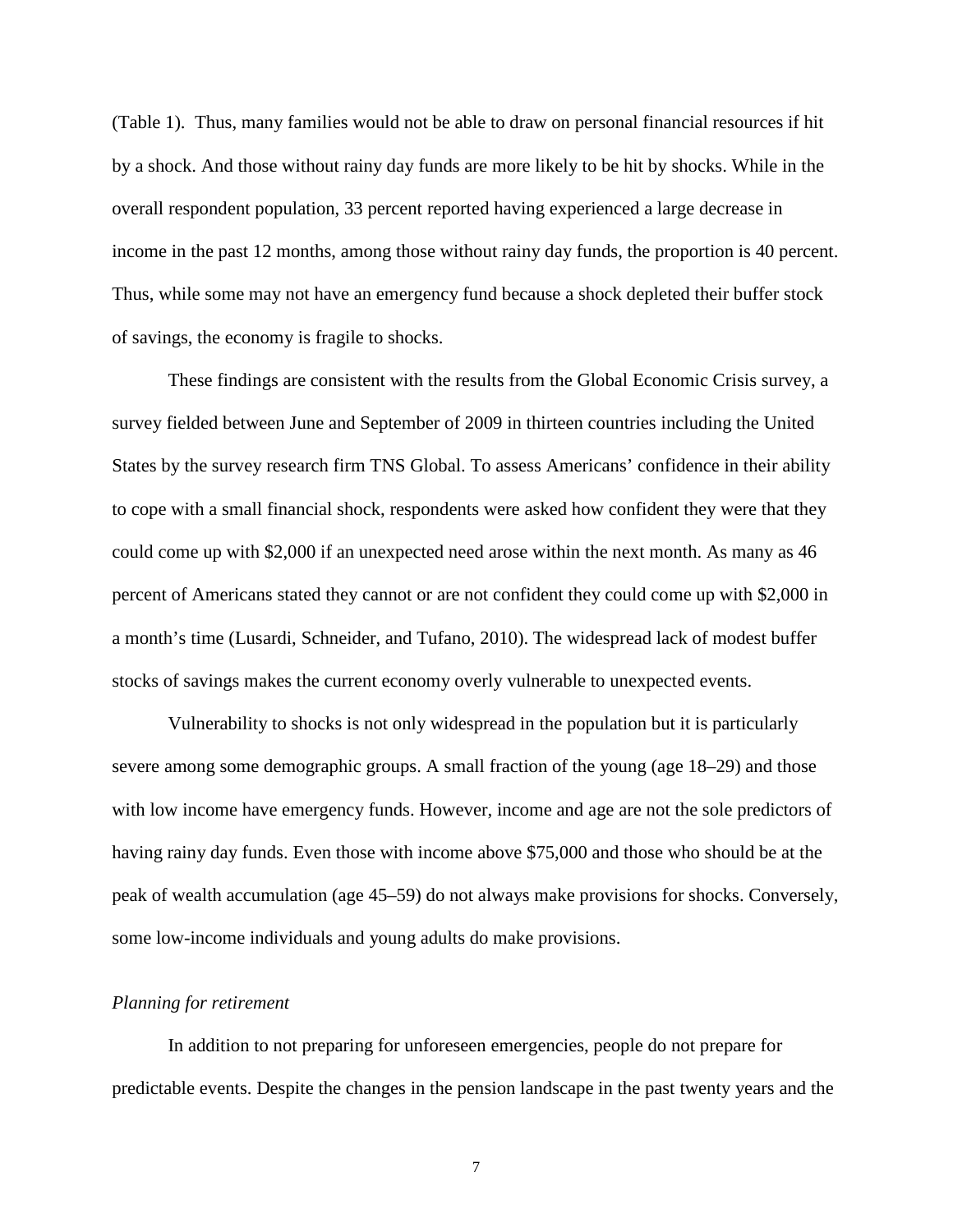(Table 1). Thus, many families would not be able to draw on personal financial resources if hit by a shock. And those without rainy day funds are more likely to be hit by shocks. While in the overall respondent population, 33 percent reported having experienced a large decrease in income in the past 12 months, among those without rainy day funds, the proportion is 40 percent. Thus, while some may not have an emergency fund because a shock depleted their buffer stock of savings, the economy is fragile to shocks.

These findings are consistent with the results from the Global Economic Crisis survey, a survey fielded between June and September of 2009 in thirteen countries including the United States by the survey research firm TNS Global. To assess Americans' confidence in their ability to cope with a small financial shock, respondents were asked how confident they were that they could come up with $2,000 if an unexpected need arose within the next month. As many as 46 percent of Americans stated they cannot or are not confident they could come up with $2,000 in a month's time (Lusardi, Schneider, and Tufano, 2010). The widespread lack of modest buffer stocks of savings makes the current economy overly vulnerable to unexpected events.

Vulnerability to shocks is not only widespread in the population but it is particularly severe among some demographic groups. A small fraction of the young (age 18–29) and those with low income have emergency funds. However, income and age are not the sole predictors of having rainy day funds. Even those with income above $75,000 and those who should be at the peak of wealth accumulation (age 45–59) do not always make provisions for shocks. Conversely, some low-income individuals and young adults do make provisions.

*Planning for retirement*

In addition to not preparing for unforeseen emergencies, people do not prepare for predictable events. Despite the changes in the pension landscape in the past twenty years and the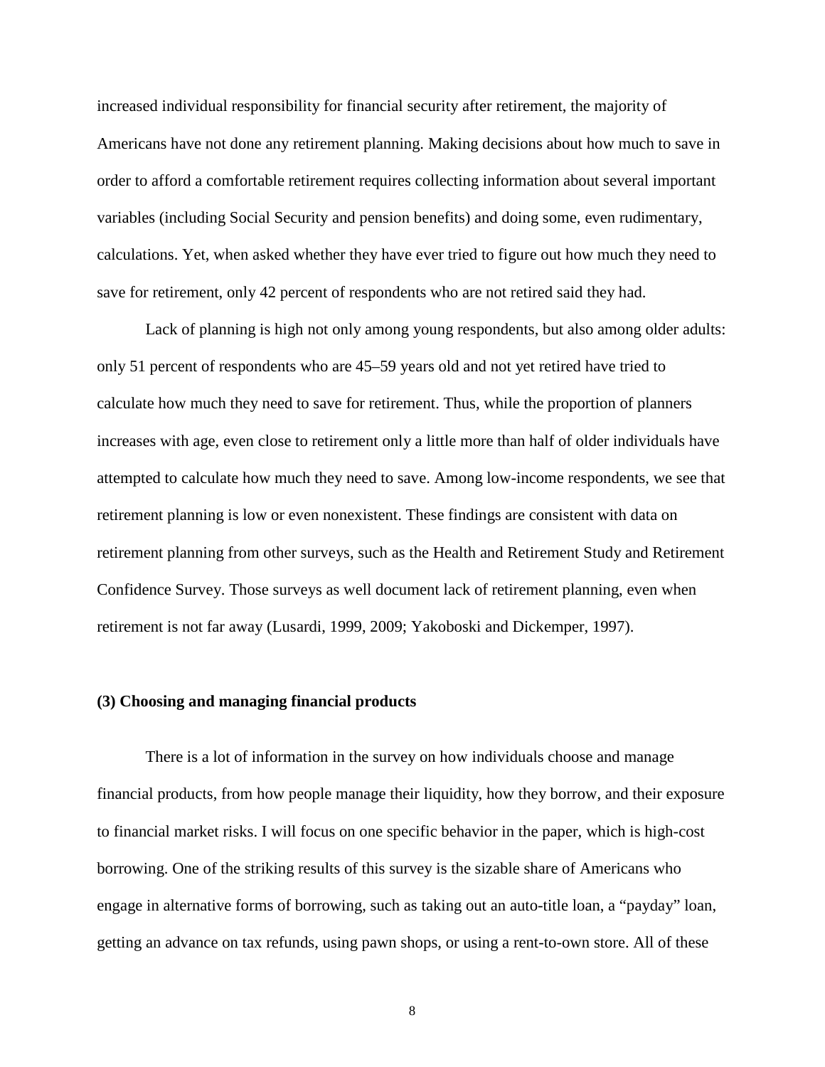increased individual responsibility for financial security after retirement, the majority of Americans have not done any retirement planning. Making decisions about how much to save in order to afford a comfortable retirement requires collecting information about several important variables (including Social Security and pension benefits) and doing some, even rudimentary, calculations. Yet, when asked whether they have ever tried to figure out how much they need to save for retirement, only 42 percent of respondents who are not retired said they had.

Lack of planning is high not only among young respondents, but also among older adults: only 51 percent of respondents who are 45–59 years old and not yet retired have tried to calculate how much they need to save for retirement. Thus, while the proportion of planners increases with age, even close to retirement only a little more than half of older individuals have attempted to calculate how much they need to save. Among low-income respondents, we see that retirement planning is low or even nonexistent. These findings are consistent with data on retirement planning from other surveys, such as the Health and Retirement Study and Retirement Confidence Survey. Those surveys as well document lack of retirement planning, even when retirement is not far away (Lusardi, 1999, 2009; Yakoboski and Dickemper, 1997).

### (3) Choosing and managing financial products

There is a lot of information in the survey on how individuals choose and manage financial products, from how people manage their liquidity, how they borrow, and their exposure to financial market risks. I will focus on one specific behavior in the paper, which is high-cost borrowing. One of the striking results of this survey is the sizable share of Americans who engage in alternative forms of borrowing, such as taking out an auto-title loan, a "payday" loan, getting an advance on tax refunds, using pawn shops, or using a rent-to-own store. All of these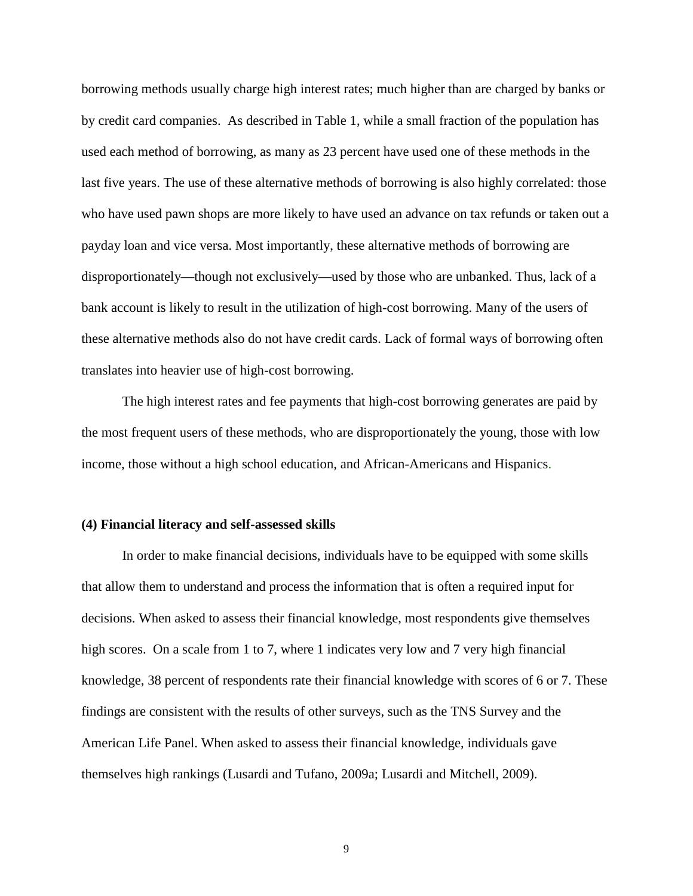borrowing methods usually charge high interest rates; much higher than are charged by banks or by credit card companies. As described in Table 1, while a small fraction of the population has used each method of borrowing, as many as 23 percent have used one of these methods in the last five years. The use of these alternative methods of borrowing is also highly correlated: those who have used pawn shops are more likely to have used an advance on tax refunds or taken out a payday loan and vice versa. Most importantly, these alternative methods of borrowing are disproportionately—though not exclusively—used by those who are unbanked. Thus, lack of a bank account is likely to result in the utilization of high-cost borrowing. Many of the users of these alternative methods also do not have credit cards. Lack of formal ways of borrowing often translates into heavier use of high-cost borrowing.

The high interest rates and fee payments that high-cost borrowing generates are paid by the most frequent users of these methods, who are disproportionately the young, those with low income, those without a high school education, and African-Americans and Hispanics.

### (4) Financial literacy and self-assessed skills

In order to make financial decisions, individuals have to be equipped with some skills that allow them to understand and process the information that is often a required input for decisions. When asked to assess their financial knowledge, most respondents give themselves high scores. On a scale from 1 to 7, where 1 indicates very low and 7 very high financial knowledge, 38 percent of respondents rate their financial knowledge with scores of 6 or 7. These findings are consistent with the results of other surveys, such as the TNS Survey and the American Life Panel. When asked to assess their financial knowledge, individuals gave themselves high rankings (Lusardi and Tufano, 2009a; Lusardi and Mitchell, 2009).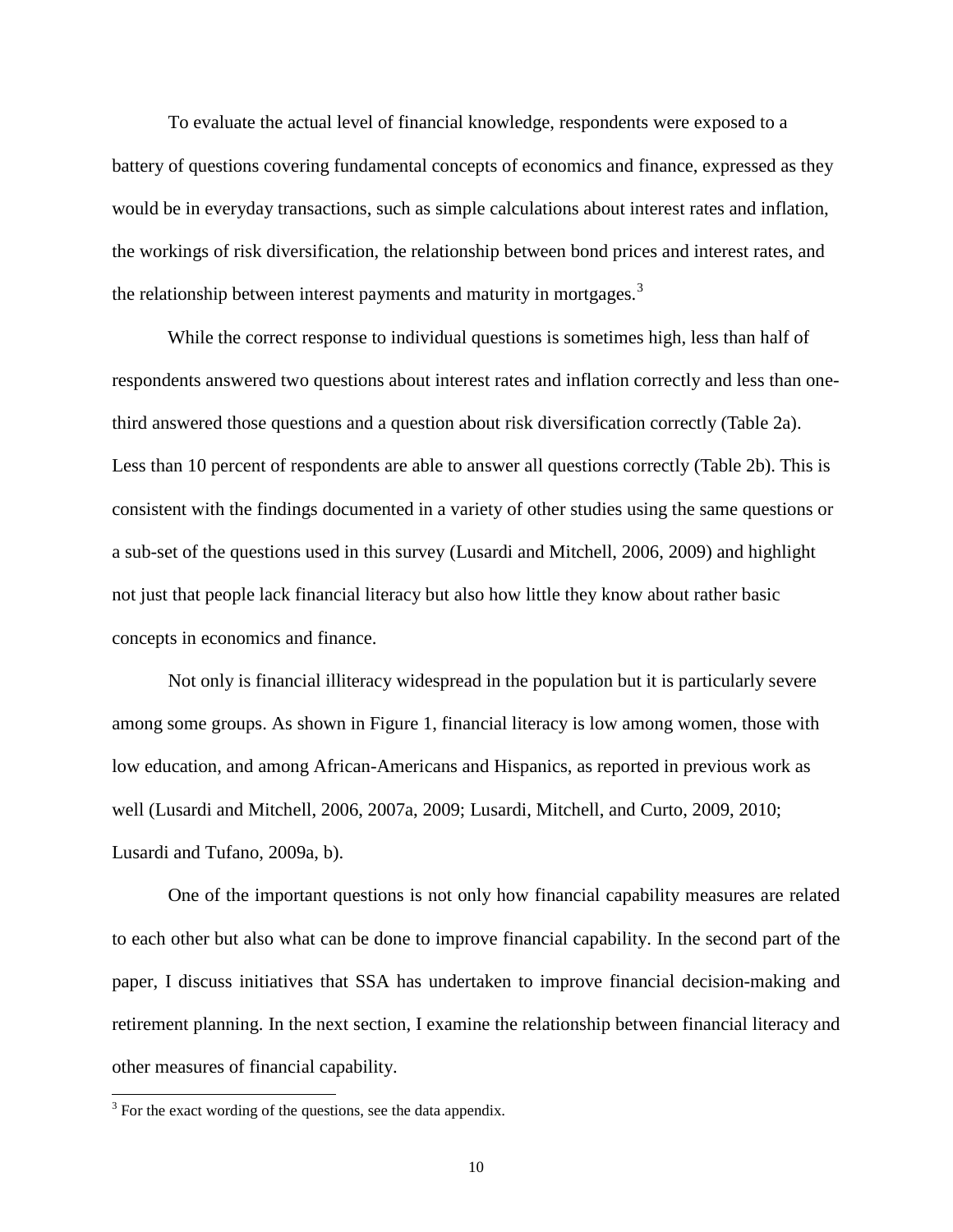To evaluate the actual level of financial knowledge, respondents were exposed to a battery of questions covering fundamental concepts of economics and finance, expressed as they would be in everyday transactions, such as simple calculations about interest rates and inflation, the workings of risk diversification, the relationship between bond prices and interest rates, and the relationship between interest payments and maturity in mortgages.[3]

While the correct response to individual questions is sometimes high, less than half of respondents answered two questions about interest rates and inflation correctly and less than one-third answered those questions and a question about risk diversification correctly (Table 2a). Less than 10 percent of respondents are able to answer all questions correctly (Table 2b). This is consistent with the findings documented in a variety of other studies using the same questions or a sub-set of the questions used in this survey (Lusardi and Mitchell, 2006, 2009) and highlight not just that people lack financial literacy but also how little they know about rather basic concepts in economics and finance.

Not only is financial illiteracy widespread in the population but it is particularly severe among some groups. As shown in Figure 1, financial literacy is low among women, those with low education, and among African-Americans and Hispanics, as reported in previous work as well (Lusardi and Mitchell, 2006, 2007a, 2009; Lusardi, Mitchell, and Curto, 2009, 2010; Lusardi and Tufano, 2009a, b).

One of the important questions is not only how financial capability measures are related to each other but also what can be done to improve financial capability. In the second part of the paper, I discuss initiatives that SSA has undertaken to improve financial decision-making and retirement planning. In the next section, I examine the relationship between financial literacy and other measures of financial capability.

[3] For the exact wording of the questions, see the data appendix.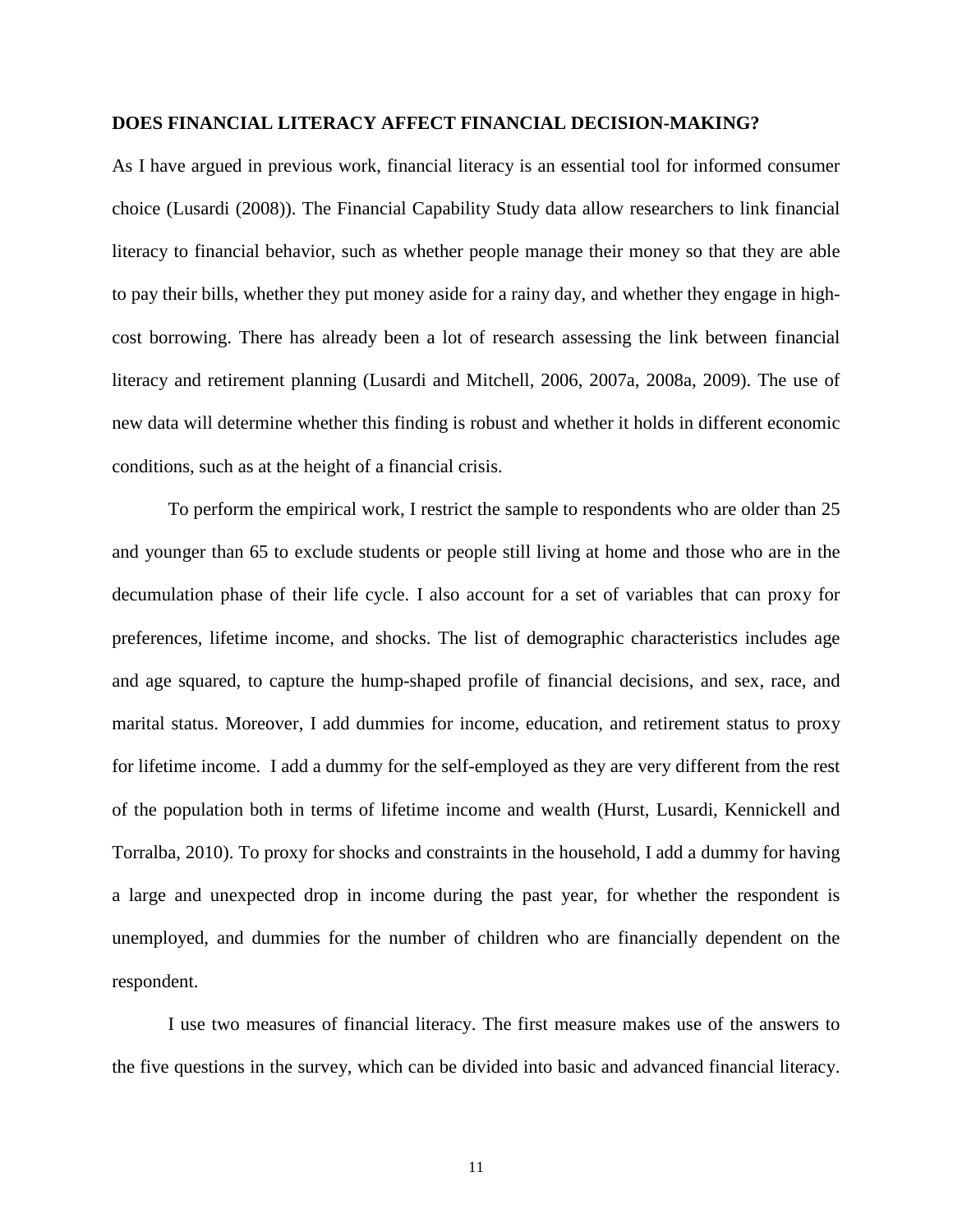## DOES FINANCIAL LITERACY AFFECT FINANCIAL DECISION-MAKING?

As I have argued in previous work, financial literacy is an essential tool for informed consumer choice (Lusardi (2008)). The Financial Capability Study data allow researchers to link financial literacy to financial behavior, such as whether people manage their money so that they are able to pay their bills, whether they put money aside for a rainy day, and whether they engage in high-cost borrowing. There has already been a lot of research assessing the link between financial literacy and retirement planning (Lusardi and Mitchell, 2006, 2007a, 2008a, 2009). The use of new data will determine whether this finding is robust and whether it holds in different economic conditions, such as at the height of a financial crisis.

To perform the empirical work, I restrict the sample to respondents who are older than 25 and younger than 65 to exclude students or people still living at home and those who are in the decumulation phase of their life cycle. I also account for a set of variables that can proxy for preferences, lifetime income, and shocks. The list of demographic characteristics includes age and age squared, to capture the hump-shaped profile of financial decisions, and sex, race, and marital status. Moreover, I add dummies for income, education, and retirement status to proxy for lifetime income. I add a dummy for the self-employed as they are very different from the rest of the population both in terms of lifetime income and wealth (Hurst, Lusardi, Kennickell and Torralba, 2010). To proxy for shocks and constraints in the household, I add a dummy for having a large and unexpected drop in income during the past year, for whether the respondent is unemployed, and dummies for the number of children who are financially dependent on the respondent.

I use two measures of financial literacy. The first measure makes use of the answers to the five questions in the survey, which can be divided into basic and advanced financial literacy.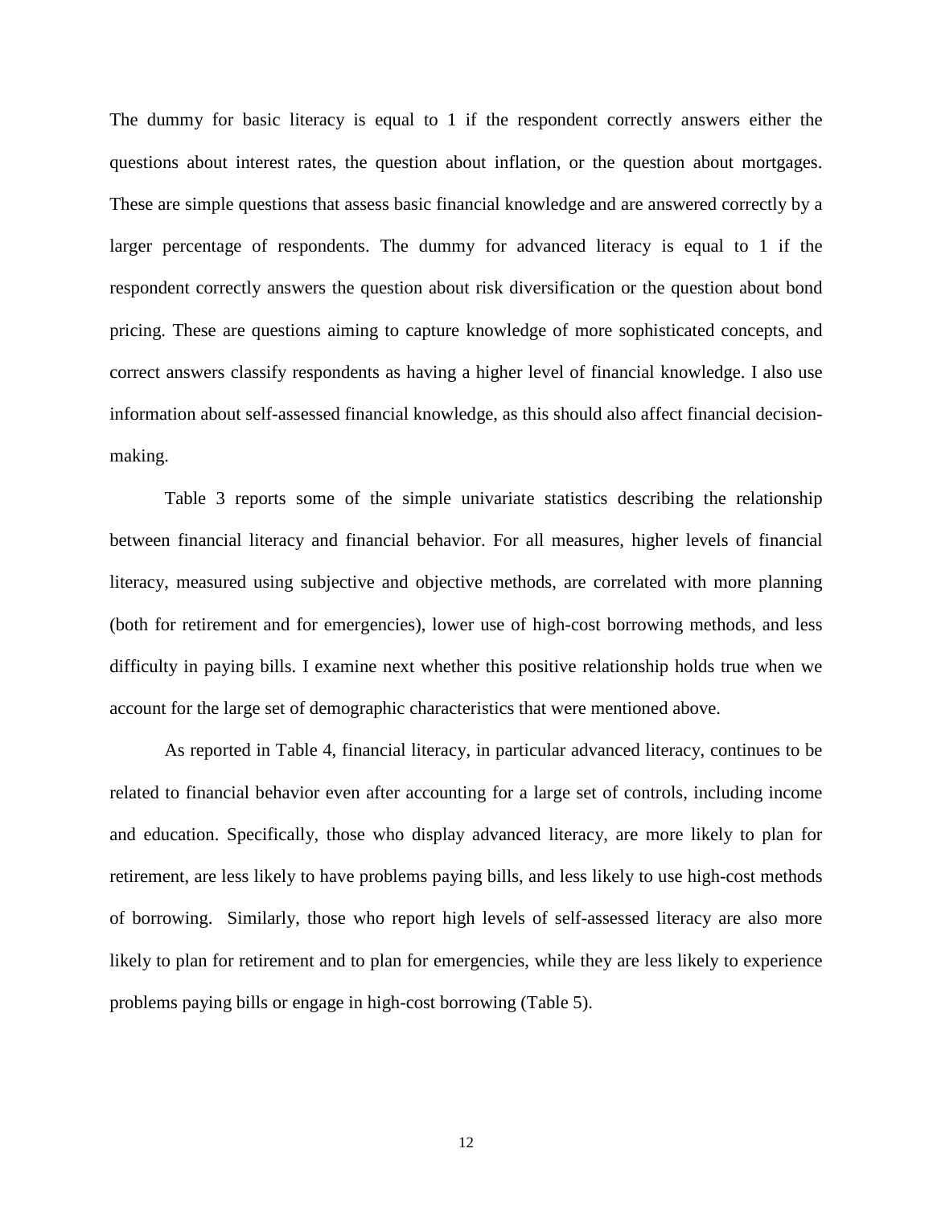The dummy for basic literacy is equal to 1 if the respondent correctly answers either the questions about interest rates, the question about inflation, or the question about mortgages. These are simple questions that assess basic financial knowledge and are answered correctly by a larger percentage of respondents. The dummy for advanced literacy is equal to 1 if the respondent correctly answers the question about risk diversification or the question about bond pricing. These are questions aiming to capture knowledge of more sophisticated concepts, and correct answers classify respondents as having a higher level of financial knowledge. I also use information about self-assessed financial knowledge, as this should also affect financial decision-making.

Table 3 reports some of the simple univariate statistics describing the relationship between financial literacy and financial behavior. For all measures, higher levels of financial literacy, measured using subjective and objective methods, are correlated with more planning (both for retirement and for emergencies), lower use of high-cost borrowing methods, and less difficulty in paying bills. I examine next whether this positive relationship holds true when we account for the large set of demographic characteristics that were mentioned above.

As reported in Table 4, financial literacy, in particular advanced literacy, continues to be related to financial behavior even after accounting for a large set of controls, including income and education. Specifically, those who display advanced literacy, are more likely to plan for retirement, are less likely to have problems paying bills, and less likely to use high-cost methods of borrowing. Similarly, those who report high levels of self-assessed literacy are also more likely to plan for retirement and to plan for emergencies, while they are less likely to experience problems paying bills or engage in high-cost borrowing (Table 5).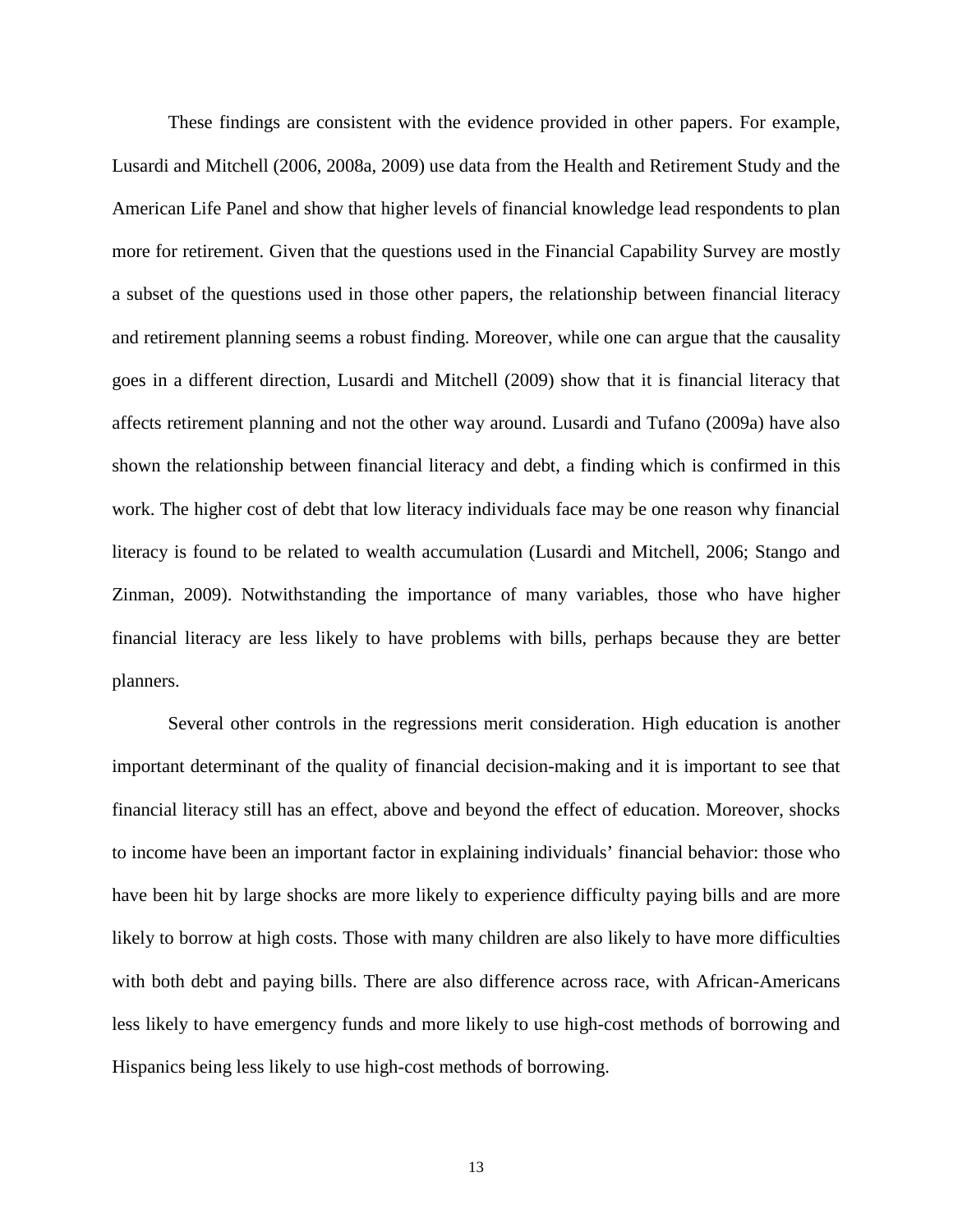These findings are consistent with the evidence provided in other papers. For example, Lusardi and Mitchell (2006, 2008a, 2009) use data from the Health and Retirement Study and the American Life Panel and show that higher levels of financial knowledge lead respondents to plan more for retirement. Given that the questions used in the Financial Capability Survey are mostly a subset of the questions used in those other papers, the relationship between financial literacy and retirement planning seems a robust finding. Moreover, while one can argue that the causality goes in a different direction, Lusardi and Mitchell (2009) show that it is financial literacy that affects retirement planning and not the other way around. Lusardi and Tufano (2009a) have also shown the relationship between financial literacy and debt, a finding which is confirmed in this work. The higher cost of debt that low literacy individuals face may be one reason why financial literacy is found to be related to wealth accumulation (Lusardi and Mitchell, 2006; Stango and Zinman, 2009). Notwithstanding the importance of many variables, those who have higher financial literacy are less likely to have problems with bills, perhaps because they are better planners.

Several other controls in the regressions merit consideration. High education is another important determinant of the quality of financial decision-making and it is important to see that financial literacy still has an effect, above and beyond the effect of education. Moreover, shocks to income have been an important factor in explaining individuals' financial behavior: those who have been hit by large shocks are more likely to experience difficulty paying bills and are more likely to borrow at high costs. Those with many children are also likely to have more difficulties with both debt and paying bills. There are also difference across race, with African-Americans less likely to have emergency funds and more likely to use high-cost methods of borrowing and Hispanics being less likely to use high-cost methods of borrowing.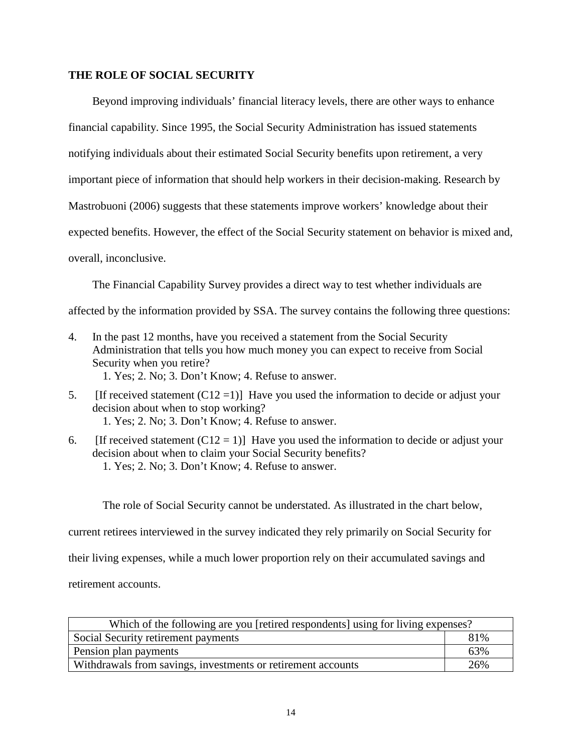## THE ROLE OF SOCIAL SECURITY

Beyond improving individuals' financial literacy levels, there are other ways to enhance financial capability. Since 1995, the Social Security Administration has issued statements notifying individuals about their estimated Social Security benefits upon retirement, a very important piece of information that should help workers in their decision-making. Research by Mastrobuoni (2006) suggests that these statements improve workers' knowledge about their expected benefits. However, the effect of the Social Security statement on behavior is mixed and, overall, inconclusive.

The Financial Capability Survey provides a direct way to test whether individuals are affected by the information provided by SSA. The survey contains the following three questions:

4. In the past 12 months, have you received a statement from the Social Security Administration that tells you how much money you can expect to receive from Social Security when you retire?
   1. Yes; 2. No; 3. Don't Know; 4. Refuse to answer.
5. [If received statement (C12 =1)] Have you used the information to decide or adjust your decision about when to stop working?
   1. Yes; 2. No; 3. Don't Know; 4. Refuse to answer.
6. [If received statement (C12 = 1)] Have you used the information to decide or adjust your decision about when to claim your Social Security benefits?
   1. Yes; 2. No; 3. Don't Know; 4. Refuse to answer.

The role of Social Security cannot be understated. As illustrated in the chart below, current retirees interviewed in the survey indicated they rely primarily on Social Security for their living expenses, while a much lower proportion rely on their accumulated savings and retirement accounts.

| Which of the following are you [retired respondents] using for living expenses? | |
|---|---|
| Social Security retirement payments | 81% |
| Pension plan payments | 63% |
| Withdrawals from savings, investments or retirement accounts | 26% |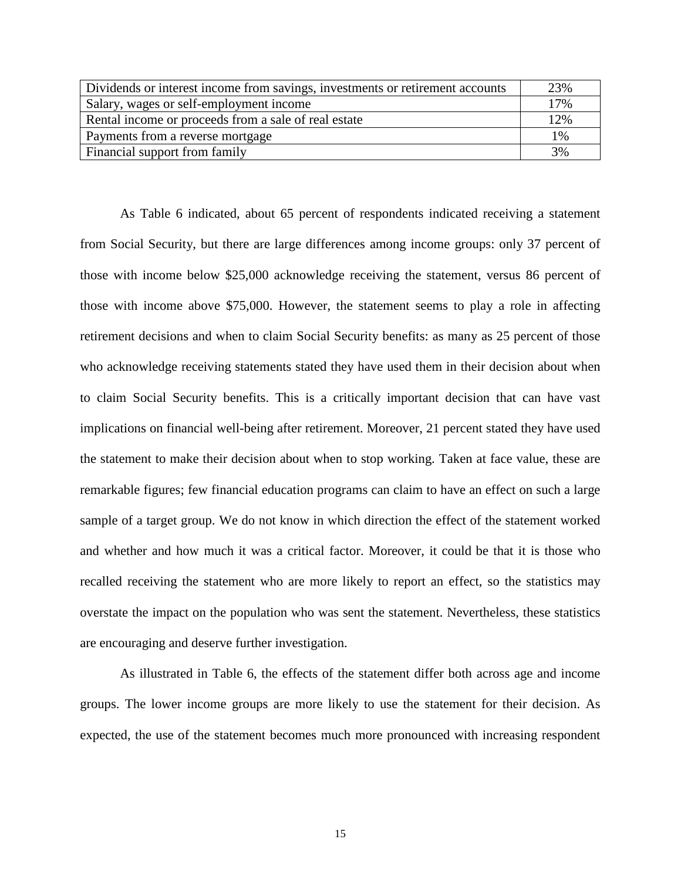| | |
|---|---|
| Dividends or interest income from savings, investments or retirement accounts | 23% |
| Salary, wages or self-employment income | 17% |
| Rental income or proceeds from a sale of real estate | 12% |
| Payments from a reverse mortgage | 1% |
| Financial support from family | 3% |

As Table 6 indicated, about 65 percent of respondents indicated receiving a statement from Social Security, but there are large differences among income groups: only 37 percent of those with income below $25,000 acknowledge receiving the statement, versus 86 percent of those with income above $75,000. However, the statement seems to play a role in affecting retirement decisions and when to claim Social Security benefits: as many as 25 percent of those who acknowledge receiving statements stated they have used them in their decision about when to claim Social Security benefits. This is a critically important decision that can have vast implications on financial well-being after retirement. Moreover, 21 percent stated they have used the statement to make their decision about when to stop working. Taken at face value, these are remarkable figures; few financial education programs can claim to have an effect on such a large sample of a target group. We do not know in which direction the effect of the statement worked and whether and how much it was a critical factor. Moreover, it could be that it is those who recalled receiving the statement who are more likely to report an effect, so the statistics may overstate the impact on the population who was sent the statement. Nevertheless, these statistics are encouraging and deserve further investigation.

As illustrated in Table 6, the effects of the statement differ both across age and income groups. The lower income groups are more likely to use the statement for their decision. As expected, the use of the statement becomes much more pronounced with increasing respondent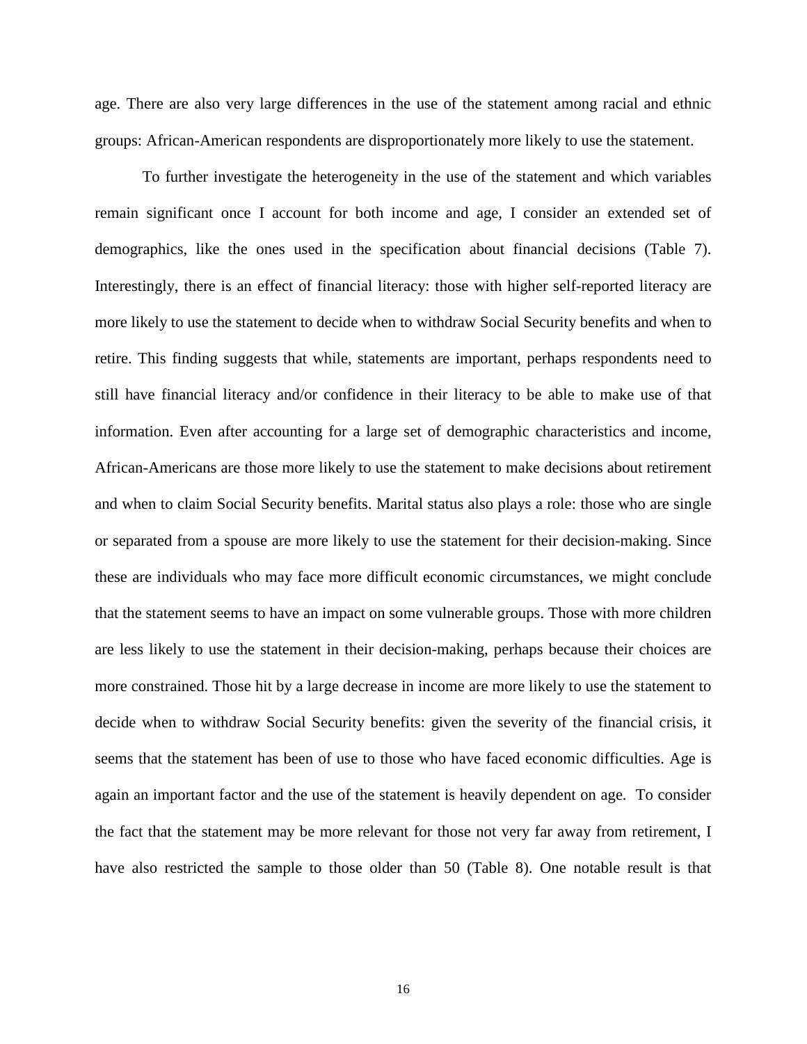age. There are also very large differences in the use of the statement among racial and ethnic groups: African-American respondents are disproportionately more likely to use the statement.

To further investigate the heterogeneity in the use of the statement and which variables remain significant once I account for both income and age, I consider an extended set of demographics, like the ones used in the specification about financial decisions (Table 7). Interestingly, there is an effect of financial literacy: those with higher self-reported literacy are more likely to use the statement to decide when to withdraw Social Security benefits and when to retire. This finding suggests that while, statements are important, perhaps respondents need to still have financial literacy and/or confidence in their literacy to be able to make use of that information. Even after accounting for a large set of demographic characteristics and income, African-Americans are those more likely to use the statement to make decisions about retirement and when to claim Social Security benefits. Marital status also plays a role: those who are single or separated from a spouse are more likely to use the statement for their decision-making. Since these are individuals who may face more difficult economic circumstances, we might conclude that the statement seems to have an impact on some vulnerable groups. Those with more children are less likely to use the statement in their decision-making, perhaps because their choices are more constrained. Those hit by a large decrease in income are more likely to use the statement to decide when to withdraw Social Security benefits: given the severity of the financial crisis, it seems that the statement has been of use to those who have faced economic difficulties. Age is again an important factor and the use of the statement is heavily dependent on age. To consider the fact that the statement may be more relevant for those not very far away from retirement, I have also restricted the sample to those older than 50 (Table 8). One notable result is that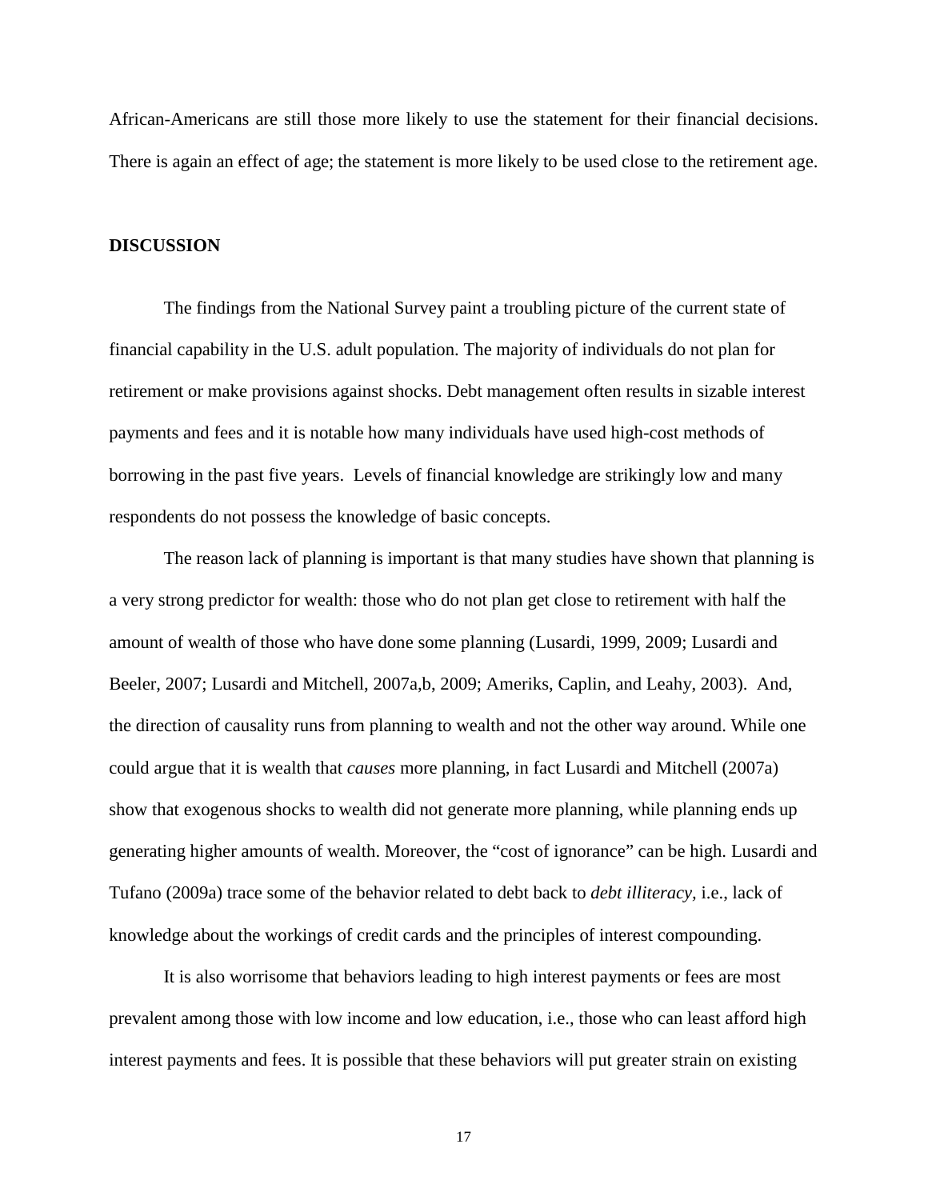African-Americans are still those more likely to use the statement for their financial decisions. There is again an effect of age; the statement is more likely to be used close to the retirement age.

## DISCUSSION

The findings from the National Survey paint a troubling picture of the current state of financial capability in the U.S. adult population. The majority of individuals do not plan for retirement or make provisions against shocks. Debt management often results in sizable interest payments and fees and it is notable how many individuals have used high-cost methods of borrowing in the past five years. Levels of financial knowledge are strikingly low and many respondents do not possess the knowledge of basic concepts.

The reason lack of planning is important is that many studies have shown that planning is a very strong predictor for wealth: those who do not plan get close to retirement with half the amount of wealth of those who have done some planning (Lusardi, 1999, 2009; Lusardi and Beeler, 2007; Lusardi and Mitchell, 2007a,b, 2009; Ameriks, Caplin, and Leahy, 2003). And, the direction of causality runs from planning to wealth and not the other way around. While one could argue that it is wealth that *causes* more planning, in fact Lusardi and Mitchell (2007a) show that exogenous shocks to wealth did not generate more planning, while planning ends up generating higher amounts of wealth. Moreover, the "cost of ignorance" can be high. Lusardi and Tufano (2009a) trace some of the behavior related to debt back to *debt illiteracy*, i.e., lack of knowledge about the workings of credit cards and the principles of interest compounding.

It is also worrisome that behaviors leading to high interest payments or fees are most prevalent among those with low income and low education, i.e., those who can least afford high interest payments and fees. It is possible that these behaviors will put greater strain on existing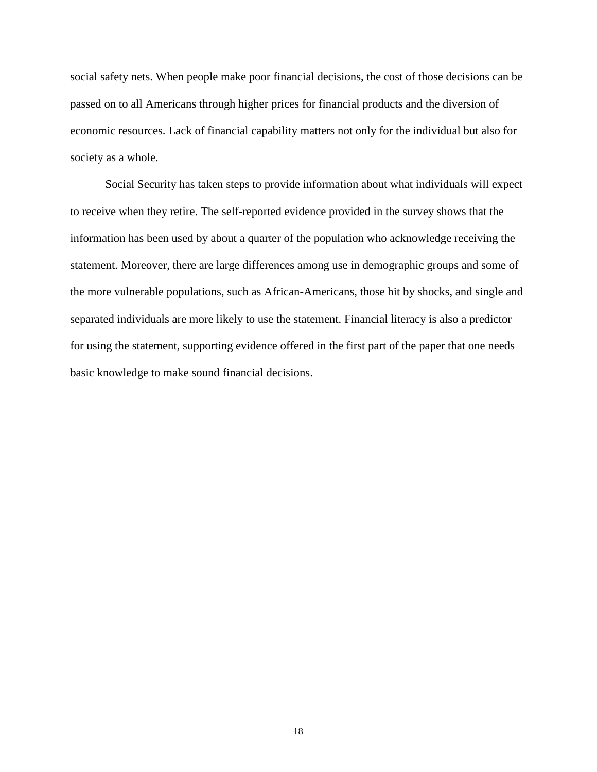social safety nets. When people make poor financial decisions, the cost of those decisions can be passed on to all Americans through higher prices for financial products and the diversion of economic resources. Lack of financial capability matters not only for the individual but also for society as a whole.

Social Security has taken steps to provide information about what individuals will expect to receive when they retire. The self-reported evidence provided in the survey shows that the information has been used by about a quarter of the population who acknowledge receiving the statement. Moreover, there are large differences among use in demographic groups and some of the more vulnerable populations, such as African-Americans, those hit by shocks, and single and separated individuals are more likely to use the statement. Financial literacy is also a predictor for using the statement, supporting evidence offered in the first part of the paper that one needs basic knowledge to make sound financial decisions.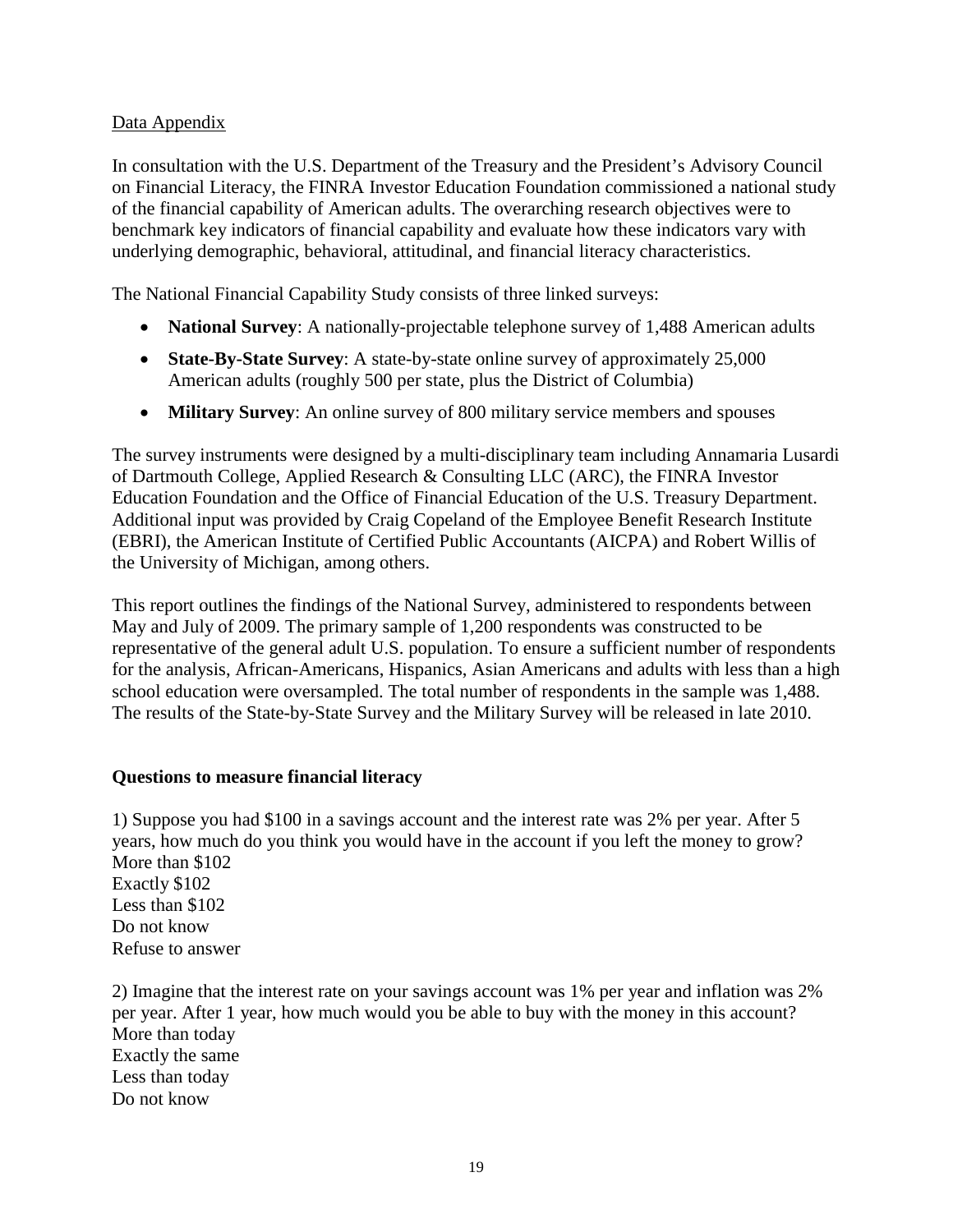Data Appendix

In consultation with the U.S. Department of the Treasury and the President's Advisory Council on Financial Literacy, the FINRA Investor Education Foundation commissioned a national study of the financial capability of American adults. The overarching research objectives were to benchmark key indicators of financial capability and evaluate how these indicators vary with underlying demographic, behavioral, attitudinal, and financial literacy characteristics.

The National Financial Capability Study consists of three linked surveys:

- **National Survey**: A nationally-projectable telephone survey of 1,488 American adults
- **State-By-State Survey**: A state-by-state online survey of approximately 25,000 American adults (roughly 500 per state, plus the District of Columbia)
- **Military Survey**: An online survey of 800 military service members and spouses

The survey instruments were designed by a multi-disciplinary team including Annamaria Lusardi of Dartmouth College, Applied Research & Consulting LLC (ARC), the FINRA Investor Education Foundation and the Office of Financial Education of the U.S. Treasury Department. Additional input was provided by Craig Copeland of the Employee Benefit Research Institute (EBRI), the American Institute of Certified Public Accountants (AICPA) and Robert Willis of the University of Michigan, among others.

This report outlines the findings of the National Survey, administered to respondents between May and July of 2009. The primary sample of 1,200 respondents was constructed to be representative of the general adult U.S. population. To ensure a sufficient number of respondents for the analysis, African-Americans, Hispanics, Asian Americans and adults with less than a high school education were oversampled. The total number of respondents in the sample was 1,488. The results of the State-by-State Survey and the Military Survey will be released in late 2010.

**Questions to measure financial literacy**

1) Suppose you had $100 in a savings account and the interest rate was 2% per year. After 5 years, how much do you think you would have in the account if you left the money to grow?
More than $102
Exactly $102
Less than $102
Do not know
Refuse to answer

2) Imagine that the interest rate on your savings account was 1% per year and inflation was 2% per year. After 1 year, how much would you be able to buy with the money in this account?
More than today
Exactly the same
Less than today
Do not know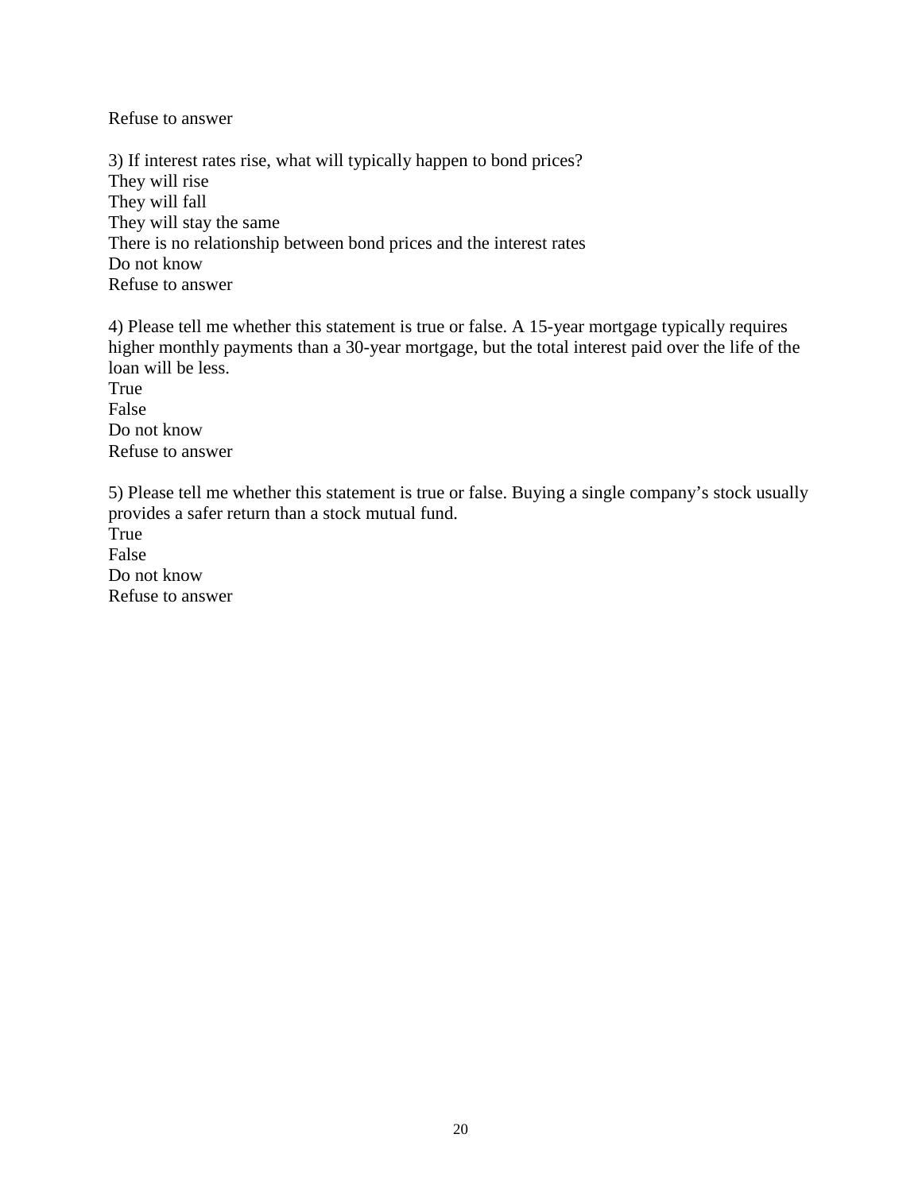Refuse to answer

3) If interest rates rise, what will typically happen to bond prices?
They will rise
They will fall
They will stay the same
There is no relationship between bond prices and the interest rates
Do not know
Refuse to answer

4) Please tell me whether this statement is true or false. A 15-year mortgage typically requires higher monthly payments than a 30-year mortgage, but the total interest paid over the life of the loan will be less.
True
False
Do not know
Refuse to answer

5) Please tell me whether this statement is true or false. Buying a single company's stock usually provides a safer return than a stock mutual fund.
True
False
Do not know
Refuse to answer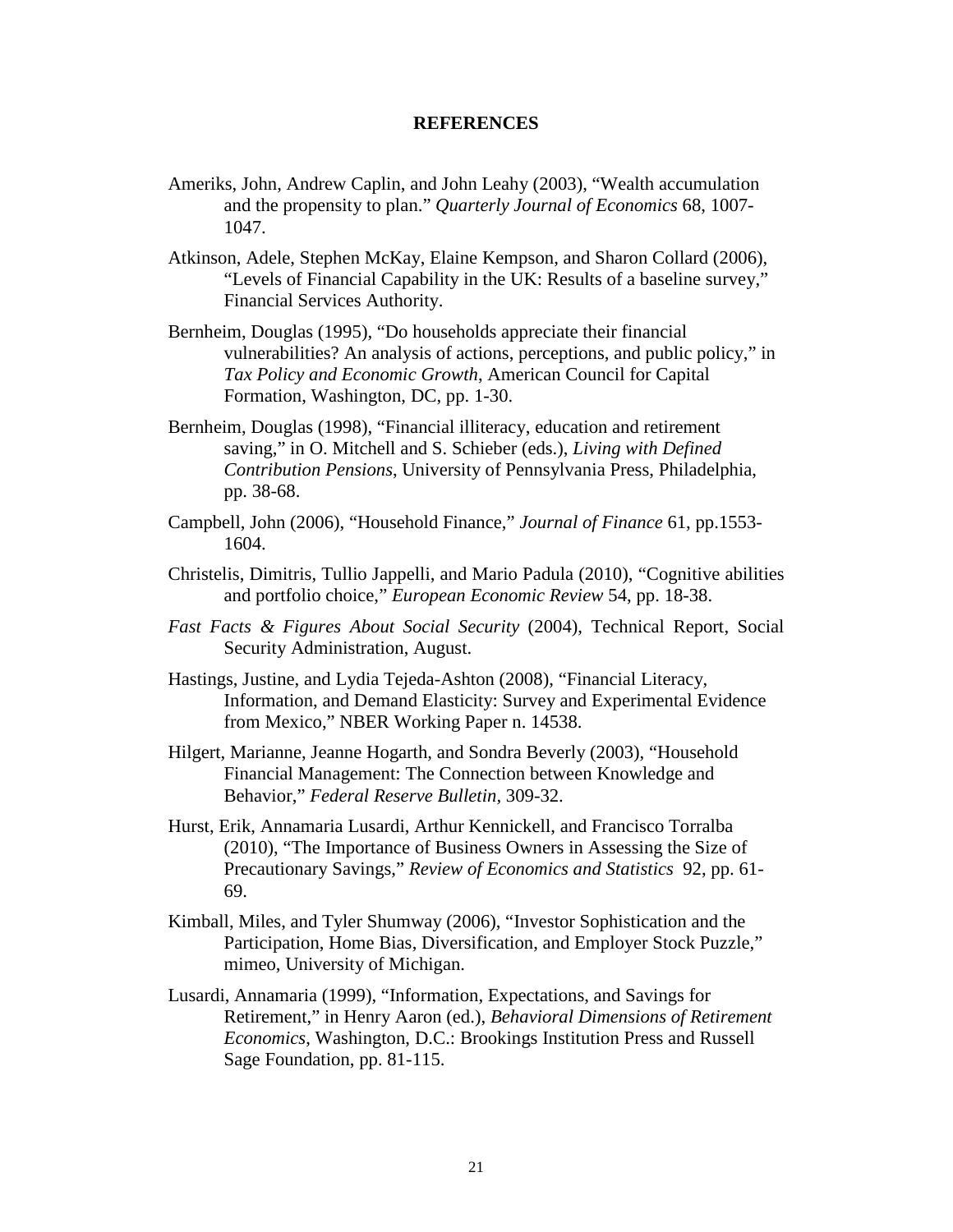## REFERENCES

Ameriks, John, Andrew Caplin, and John Leahy (2003), "Wealth accumulation and the propensity to plan." *Quarterly Journal of Economics* 68, 1007-1047.

Atkinson, Adele, Stephen McKay, Elaine Kempson, and Sharon Collard (2006), "Levels of Financial Capability in the UK: Results of a baseline survey," Financial Services Authority.

Bernheim, Douglas (1995), "Do households appreciate their financial vulnerabilities? An analysis of actions, perceptions, and public policy," in *Tax Policy and Economic Growth*, American Council for Capital Formation, Washington, DC, pp. 1-30.

Bernheim, Douglas (1998), "Financial illiteracy, education and retirement saving," in O. Mitchell and S. Schieber (eds.), *Living with Defined Contribution Pensions*, University of Pennsylvania Press, Philadelphia, pp. 38-68.

Campbell, John (2006), "Household Finance," *Journal of Finance* 61, pp.1553-1604.

Christelis, Dimitris, Tullio Jappelli, and Mario Padula (2010), "Cognitive abilities and portfolio choice," *European Economic Review* 54, pp. 18-38.

*Fast Facts & Figures About Social Security* (2004), Technical Report, Social Security Administration, August.

Hastings, Justine, and Lydia Tejeda-Ashton (2008), "Financial Literacy, Information, and Demand Elasticity: Survey and Experimental Evidence from Mexico," NBER Working Paper n. 14538.

Hilgert, Marianne, Jeanne Hogarth, and Sondra Beverly (2003), "Household Financial Management: The Connection between Knowledge and Behavior," *Federal Reserve Bulletin*, 309-32.

Hurst, Erik, Annamaria Lusardi, Arthur Kennickell, and Francisco Torralba (2010), "The Importance of Business Owners in Assessing the Size of Precautionary Savings," *Review of Economics and Statistics* 92, pp. 61-69.

Kimball, Miles, and Tyler Shumway (2006), "Investor Sophistication and the Participation, Home Bias, Diversification, and Employer Stock Puzzle," mimeo, University of Michigan.

Lusardi, Annamaria (1999), "Information, Expectations, and Savings for Retirement," in Henry Aaron (ed.), *Behavioral Dimensions of Retirement Economics*, Washington, D.C.: Brookings Institution Press and Russell Sage Foundation, pp. 81-115.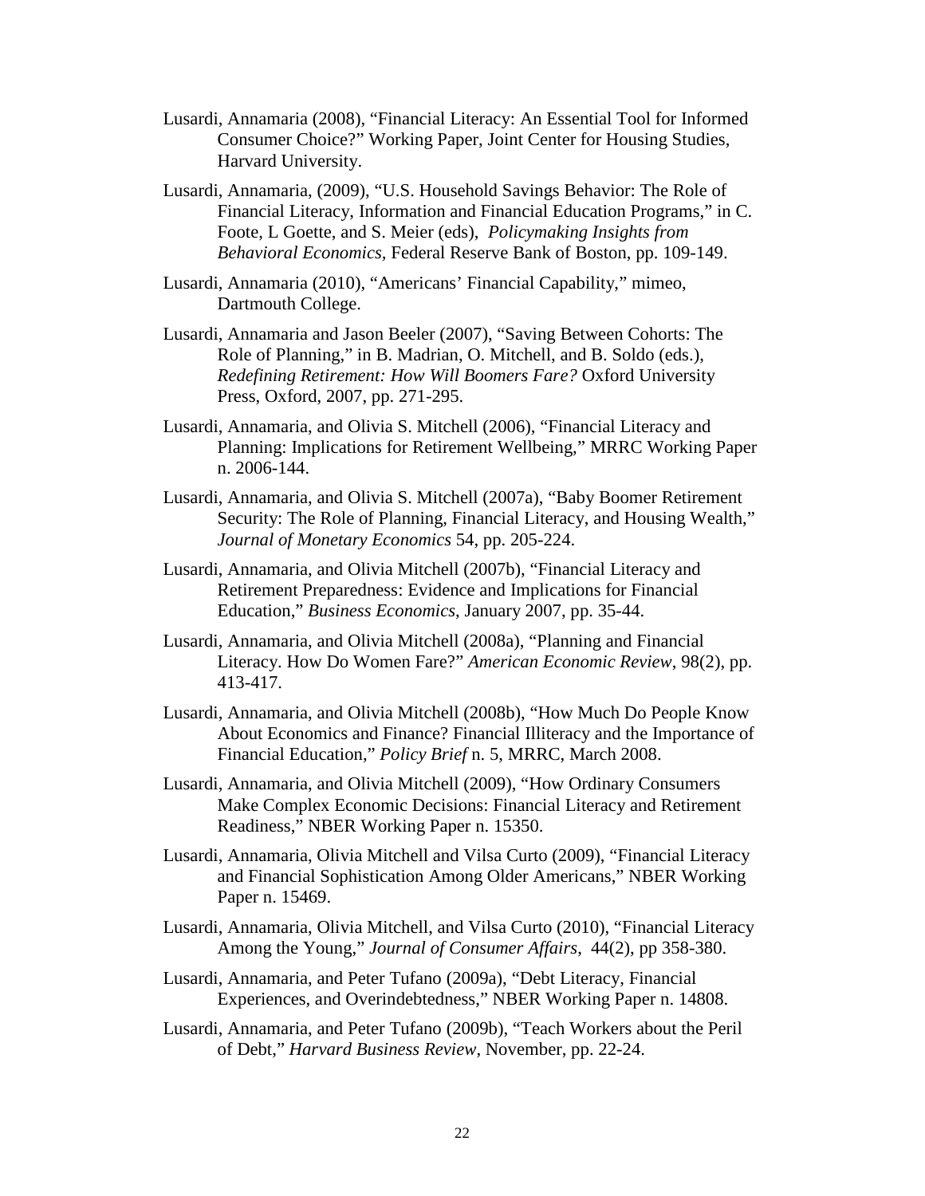Lusardi, Annamaria (2008), "Financial Literacy: An Essential Tool for Informed Consumer Choice?" Working Paper, Joint Center for Housing Studies, Harvard University.

Lusardi, Annamaria, (2009), "U.S. Household Savings Behavior: The Role of Financial Literacy, Information and Financial Education Programs," in C. Foote, L Goette, and S. Meier (eds), *Policymaking Insights from Behavioral Economics*, Federal Reserve Bank of Boston, pp. 109-149.

Lusardi, Annamaria (2010), "Americans' Financial Capability," mimeo, Dartmouth College.

Lusardi, Annamaria and Jason Beeler (2007), "Saving Between Cohorts: The Role of Planning," in B. Madrian, O. Mitchell, and B. Soldo (eds.), *Redefining Retirement: How Will Boomers Fare?* Oxford University Press, Oxford, 2007, pp. 271-295.

Lusardi, Annamaria, and Olivia S. Mitchell (2006), "Financial Literacy and Planning: Implications for Retirement Wellbeing," MRRC Working Paper n. 2006-144.

Lusardi, Annamaria, and Olivia S. Mitchell (2007a), "Baby Boomer Retirement Security: The Role of Planning, Financial Literacy, and Housing Wealth," *Journal of Monetary Economics* 54, pp. 205-224.

Lusardi, Annamaria, and Olivia Mitchell (2007b), "Financial Literacy and Retirement Preparedness: Evidence and Implications for Financial Education," *Business Economics*, January 2007, pp. 35-44.

Lusardi, Annamaria, and Olivia Mitchell (2008a), "Planning and Financial Literacy. How Do Women Fare?" *American Economic Review*, 98(2), pp. 413-417.

Lusardi, Annamaria, and Olivia Mitchell (2008b), "How Much Do People Know About Economics and Finance? Financial Illiteracy and the Importance of Financial Education," *Policy Brief* n. 5, MRRC, March 2008.

Lusardi, Annamaria, and Olivia Mitchell (2009), "How Ordinary Consumers Make Complex Economic Decisions: Financial Literacy and Retirement Readiness," NBER Working Paper n. 15350.

Lusardi, Annamaria, Olivia Mitchell and Vilsa Curto (2009), "Financial Literacy and Financial Sophistication Among Older Americans," NBER Working Paper n. 15469.

Lusardi, Annamaria, Olivia Mitchell, and Vilsa Curto (2010), "Financial Literacy Among the Young," *Journal of Consumer Affairs*, 44(2), pp 358-380.

Lusardi, Annamaria, and Peter Tufano (2009a), "Debt Literacy, Financial Experiences, and Overindebtedness," NBER Working Paper n. 14808.

Lusardi, Annamaria, and Peter Tufano (2009b), "Teach Workers about the Peril of Debt," *Harvard Business Review*, November, pp. 22-24.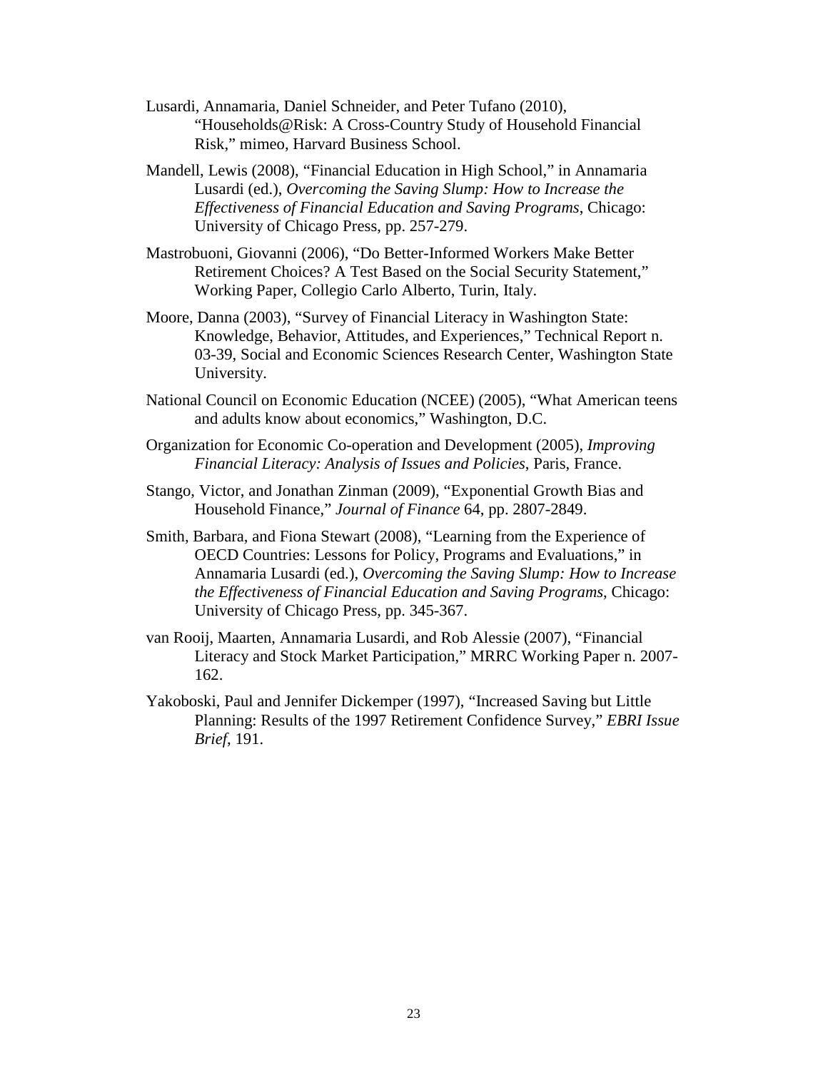Lusardi, Annamaria, Daniel Schneider, and Peter Tufano (2010), "Households@Risk: A Cross-Country Study of Household Financial Risk," mimeo, Harvard Business School.

Mandell, Lewis (2008), "Financial Education in High School," in Annamaria Lusardi (ed.), *Overcoming the Saving Slump: How to Increase the Effectiveness of Financial Education and Saving Programs*, Chicago: University of Chicago Press, pp. 257-279.

Mastrobuoni, Giovanni (2006), "Do Better-Informed Workers Make Better Retirement Choices? A Test Based on the Social Security Statement," Working Paper, Collegio Carlo Alberto, Turin, Italy.

Moore, Danna (2003), "Survey of Financial Literacy in Washington State: Knowledge, Behavior, Attitudes, and Experiences," Technical Report n. 03-39, Social and Economic Sciences Research Center, Washington State University.

National Council on Economic Education (NCEE) (2005), "What American teens and adults know about economics," Washington, D.C.

Organization for Economic Co-operation and Development (2005), *Improving Financial Literacy: Analysis of Issues and Policies*, Paris, France.

Stango, Victor, and Jonathan Zinman (2009), "Exponential Growth Bias and Household Finance," *Journal of Finance* 64, pp. 2807-2849.

Smith, Barbara, and Fiona Stewart (2008), "Learning from the Experience of OECD Countries: Lessons for Policy, Programs and Evaluations," in Annamaria Lusardi (ed.), *Overcoming the Saving Slump: How to Increase the Effectiveness of Financial Education and Saving Programs*, Chicago: University of Chicago Press, pp. 345-367.

van Rooij, Maarten, Annamaria Lusardi, and Rob Alessie (2007), "Financial Literacy and Stock Market Participation," MRRC Working Paper n. 2007-162.

Yakoboski, Paul and Jennifer Dickemper (1997), "Increased Saving but Little Planning: Results of the 1997 Retirement Confidence Survey," *EBRI Issue Brief*, 191.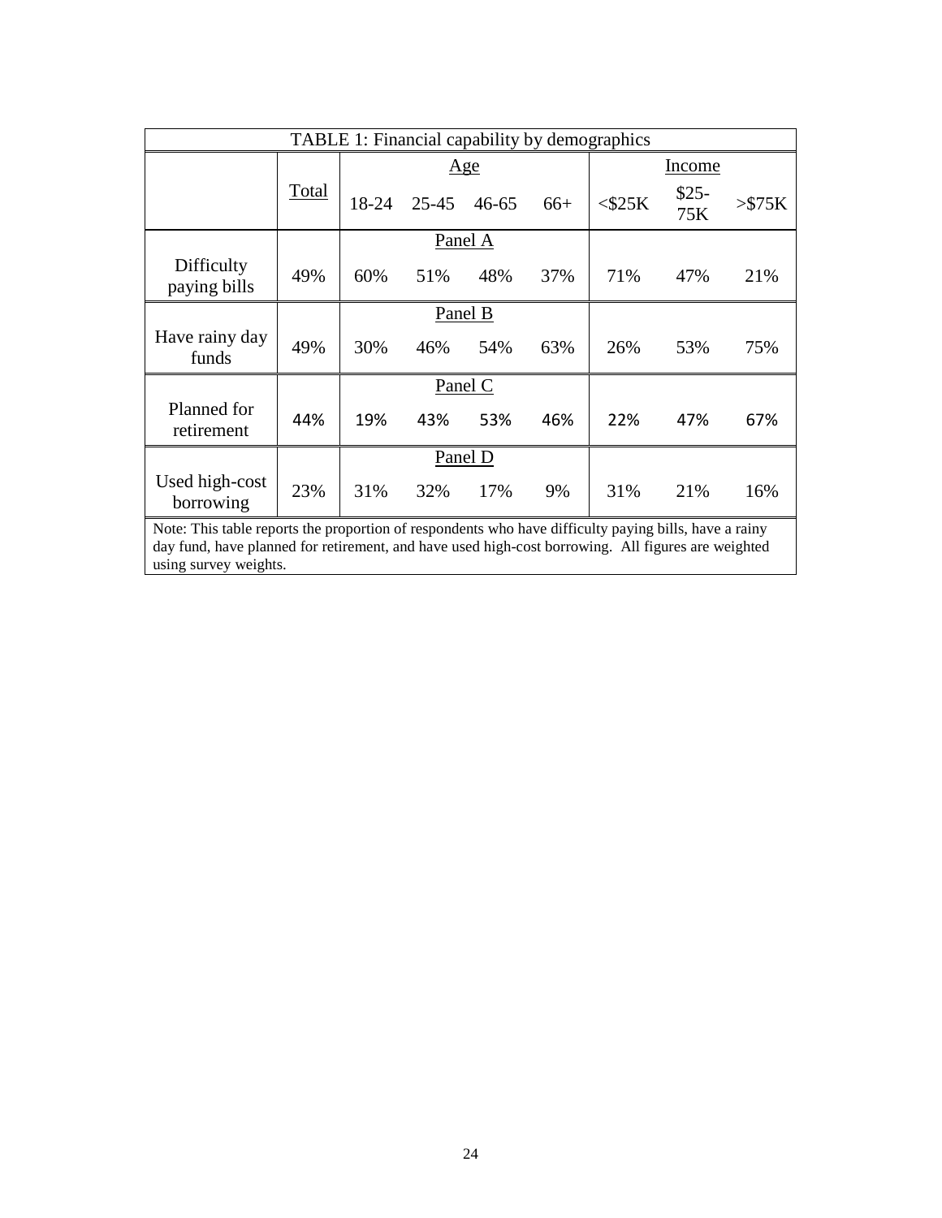TABLE 1: Financial capability by demographics

| | Total | Age | | | | Income | | |
|---|---|---|---|---|---|---|---|---|
| | | 18-24 | 25-45 | 46-65 | 66+ | <$25K | $25-75K | >$75K |
| | | Panel A | | | | | | |
| Difficulty paying bills | 49% | 60% | 51% | 48% | 37% | 71% | 47% | 21% |
| | | Panel B | | | | | | |
| Have rainy day funds | 49% | 30% | 46% | 54% | 63% | 26% | 53% | 75% |
| | | Panel C | | | | | | |
| Planned for retirement | 44% | 19% | 43% | 53% | 46% | 22% | 47% | 67% |
| | | Panel D | | | | | | |
| Used high-cost borrowing | 23% | 31% | 32% | 17% | 9% | 31% | 21% | 16% |

Note: This table reports the proportion of respondents who have difficulty paying bills, have a rainy day fund, have planned for retirement, and have used high-cost borrowing. All figures are weighted using survey weights.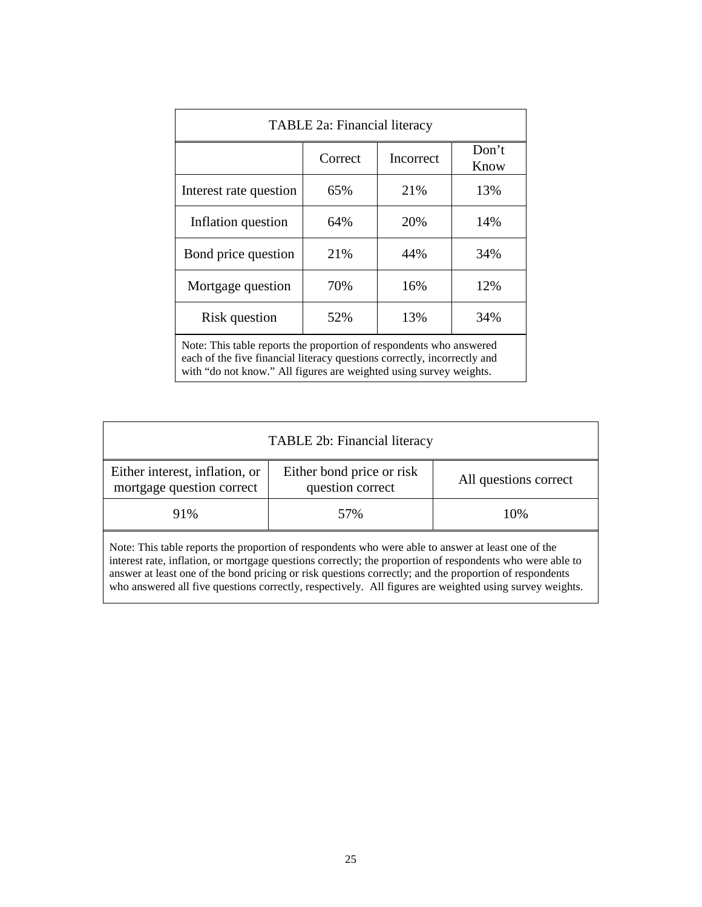TABLE 2a: Financial literacy

| | Correct | Incorrect | Don't Know |
|---|---|---|---|
| Interest rate question | 65% | 21% | 13% |
| Inflation question | 64% | 20% | 14% |
| Bond price question | 21% | 44% | 34% |
| Mortgage question | 70% | 16% | 12% |
| Risk question | 52% | 13% | 34% |

Note: This table reports the proportion of respondents who answered each of the five financial literacy questions correctly, incorrectly and with "do not know." All figures are weighted using survey weights.

TABLE 2b: Financial literacy

| Either interest, inflation, or mortgage question correct | Either bond price or risk question correct | All questions correct |
|---|---|---|
| 91% | 57% | 10% |

Note: This table reports the proportion of respondents who were able to answer at least one of the interest rate, inflation, or mortgage questions correctly; the proportion of respondents who were able to answer at least one of the bond pricing or risk questions correctly; and the proportion of respondents who answered all five questions correctly, respectively. All figures are weighted using survey weights.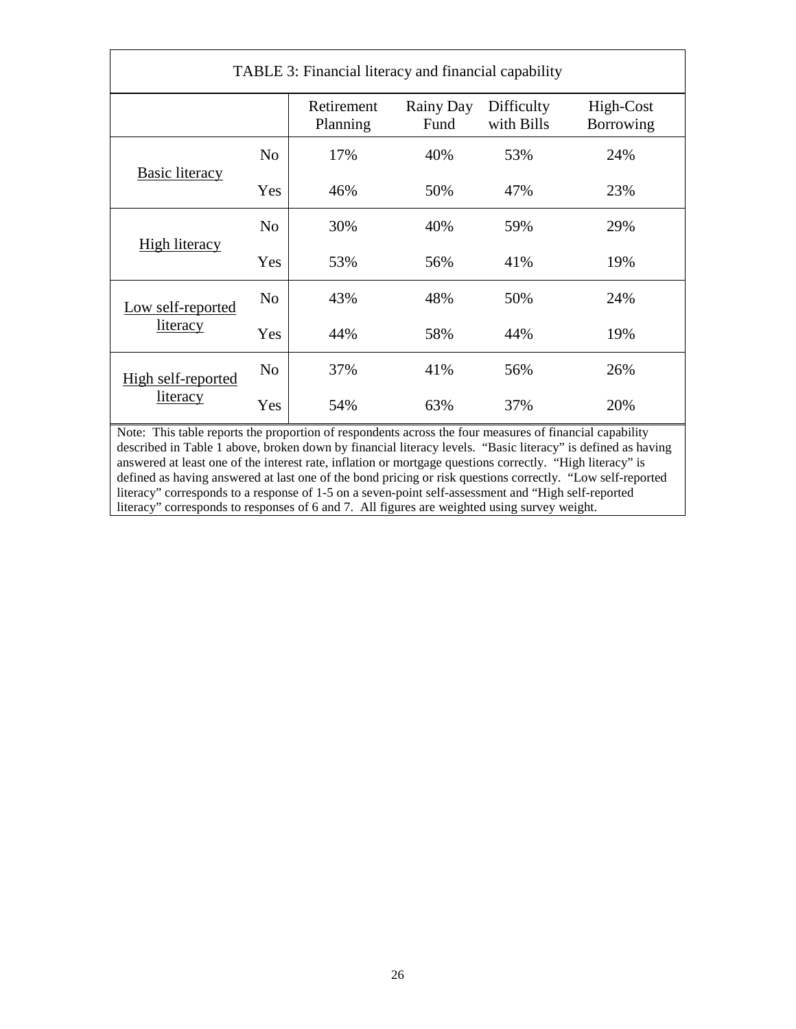TABLE 3: Financial literacy and financial capability

| | | Retirement Planning | Rainy Day Fund | Difficulty with Bills | High-Cost Borrowing |
|---|---|---|---|---|---|
| Basic literacy | No | 17% | 40% | 53% | 24% |
| | Yes | 46% | 50% | 47% | 23% |
| High literacy | No | 30% | 40% | 59% | 29% |
| | Yes | 53% | 56% | 41% | 19% |
| Low self-reported literacy | No | 43% | 48% | 50% | 24% |
| | Yes | 44% | 58% | 44% | 19% |
| High self-reported literacy | No | 37% | 41% | 56% | 26% |
| | Yes | 54% | 63% | 37% | 20% |

Note: This table reports the proportion of respondents across the four measures of financial capability described in Table 1 above, broken down by financial literacy levels. "Basic literacy" is defined as having answered at least one of the interest rate, inflation or mortgage questions correctly. "High literacy" is defined as having answered at last one of the bond pricing or risk questions correctly. "Low self-reported literacy" corresponds to a response of 1-5 on a seven-point self-assessment and "High self-reported literacy" corresponds to responses of 6 and 7. All figures are weighted using survey weight.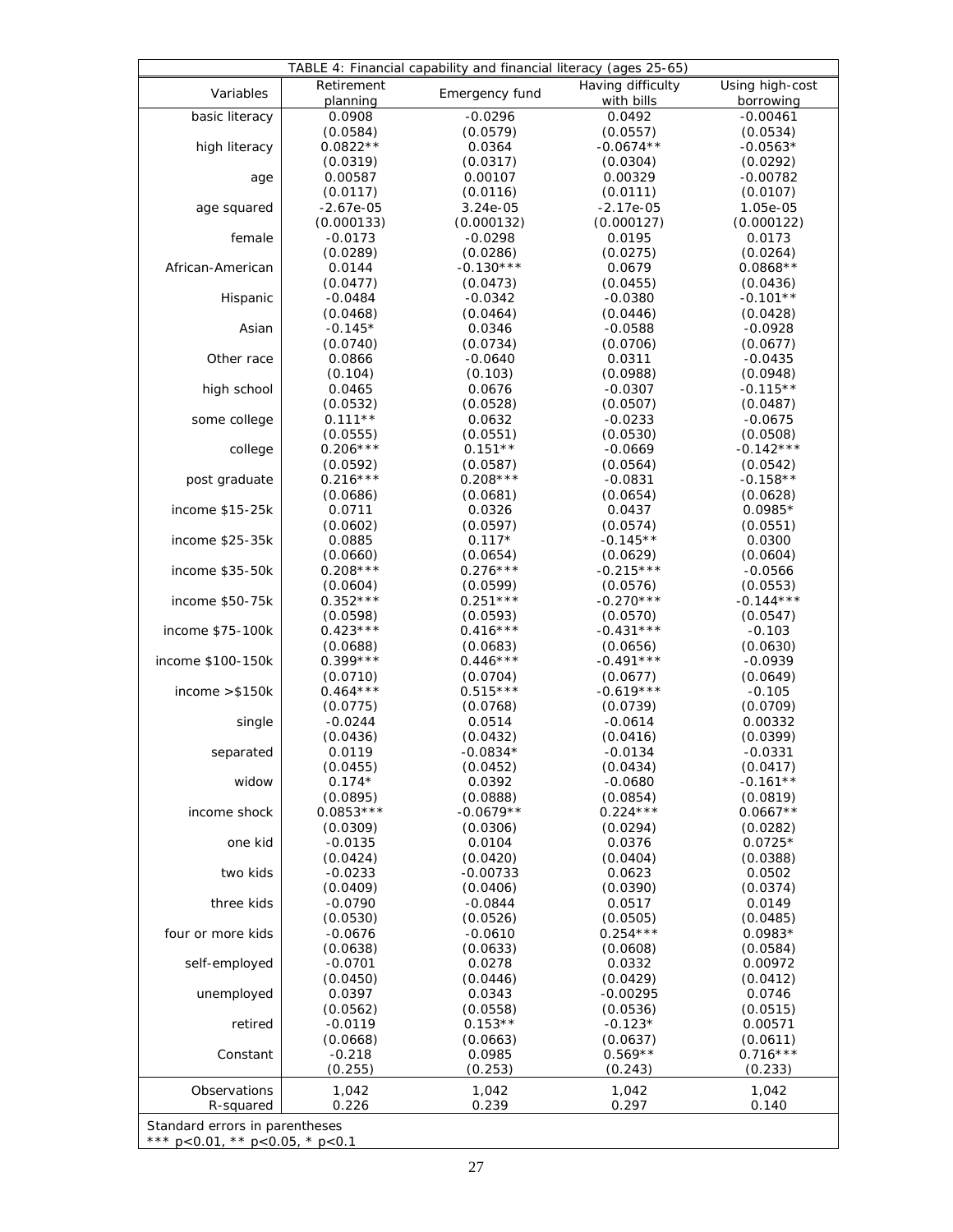TABLE 4: Financial capability and financial literacy (ages 25-65)

| Variables | Retirement planning | Emergency fund | Having difficulty with bills | Using high-cost borrowing |
|---|---|---|---|---|
| basic literacy | 0.0908 | -0.0296 | 0.0492 | -0.00461 |
| | (0.0584) | (0.0579) | (0.0557) | (0.0534) |
| high literacy | 0.0822** | 0.0364 | -0.0674** | -0.0563* |
| | (0.0319) | (0.0317) | (0.0304) | (0.0292) |
| age | 0.00587 | 0.00107 | 0.00329 | -0.00782 |
| | (0.0117) | (0.0116) | (0.0111) | (0.0107) |
| age squared | -2.67e-05 | 3.24e-05 | -2.17e-05 | 1.05e-05 |
| | (0.000133) | (0.000132) | (0.000127) | (0.000122) |
| female | -0.0173 | -0.0298 | 0.0195 | 0.0173 |
| | (0.0289) | (0.0286) | (0.0275) | (0.0264) |
| African-American | 0.0144 | -0.130*** | 0.0679 | 0.0868** |
| | (0.0477) | (0.0473) | (0.0455) | (0.0436) |
| Hispanic | -0.0484 | -0.0342 | -0.0380 | -0.101** |
| | (0.0468) | (0.0464) | (0.0446) | (0.0428) |
| Asian | -0.145* | 0.0346 | -0.0588 | -0.0928 |
| | (0.0740) | (0.0734) | (0.0706) | (0.0677) |
| Other race | 0.0866 | -0.0640 | 0.0311 | -0.0435 |
| | (0.104) | (0.103) | (0.0988) | (0.0948) |
| high school | 0.0465 | 0.0676 | -0.0307 | -0.115** |
| | (0.0532) | (0.0528) | (0.0507) | (0.0487) |
| some college | 0.111** | 0.0632 | -0.0233 | -0.0675 |
| | (0.0555) | (0.0551) | (0.0530) | (0.0508) |
| college | 0.206*** | 0.151** | -0.0669 | -0.142*** |
| | (0.0592) | (0.0587) | (0.0564) | (0.0542) |
| post graduate | 0.216*** | 0.208*** | -0.0831 | -0.158** |
| | (0.0686) | (0.0681) | (0.0654) | (0.0628) |
| income \$15-25k | 0.0711 | 0.0326 | 0.0437 | 0.0985* |
| | (0.0602) | (0.0597) | (0.0574) | (0.0551) |
| income \$25-35k | 0.0885 | 0.117* | -0.145** | 0.0300 |
| | (0.0660) | (0.0654) | (0.0629) | (0.0604) |
| income \$35-50k | 0.208*** | 0.276*** | -0.215*** | -0.0566 |
| | (0.0604) | (0.0599) | (0.0576) | (0.0553) |
| income \$50-75k | 0.352*** | 0.251*** | -0.270*** | -0.144*** |
| | (0.0598) | (0.0593) | (0.0570) | (0.0547) |
| income \$75-100k | 0.423*** | 0.416*** | -0.431*** | -0.103 |
| | (0.0688) | (0.0683) | (0.0656) | (0.0630) |
| income \$100-150k | 0.399*** | 0.446*** | -0.491*** | -0.0939 |
| | (0.0710) | (0.0704) | (0.0677) | (0.0649) |
| income >\$150k | 0.464*** | 0.515*** | -0.619*** | -0.105 |
| | (0.0775) | (0.0768) | (0.0739) | (0.0709) |
| single | -0.0244 | 0.0514 | -0.0614 | 0.00332 |
| | (0.0436) | (0.0432) | (0.0416) | (0.0399) |
| separated | 0.0119 | -0.0834* | -0.0134 | -0.0331 |
| | (0.0455) | (0.0452) | (0.0434) | (0.0417) |
| widow | 0.174* | 0.0392 | -0.0680 | -0.161** |
| | (0.0895) | (0.0888) | (0.0854) | (0.0819) |
| income shock | 0.0853*** | -0.0679** | 0.224*** | 0.0667** |
| | (0.0309) | (0.0306) | (0.0294) | (0.0282) |
| one kid | -0.0135 | 0.0104 | 0.0376 | 0.0725* |
| | (0.0424) | (0.0420) | (0.0404) | (0.0388) |
| two kids | -0.0233 | -0.00733 | 0.0623 | 0.0502 |
| | (0.0409) | (0.0406) | (0.0390) | (0.0374) |
| three kids | -0.0790 | -0.0844 | 0.0517 | 0.0149 |
| | (0.0530) | (0.0526) | (0.0505) | (0.0485) |
| four or more kids | -0.0676 | -0.0610 | 0.254*** | 0.0983* |
| | (0.0638) | (0.0633) | (0.0608) | (0.0584) |
| self-employed | -0.0701 | 0.0278 | 0.0332 | 0.00972 |
| | (0.0450) | (0.0446) | (0.0429) | (0.0412) |
| unemployed | 0.0397 | 0.0343 | -0.00295 | 0.0746 |
| | (0.0562) | (0.0558) | (0.0536) | (0.0515) |
| retired | -0.0119 | 0.153** | -0.123* | 0.00571 |
| | (0.0668) | (0.0663) | (0.0637) | (0.0611) |
| Constant | -0.218 | 0.0985 | 0.569** | 0.716*** |
| | (0.255) | (0.253) | (0.243) | (0.233) |
| Observations | 1,042 | 1,042 | 1,042 | 1,042 |
| R-squared | 0.226 | 0.239 | 0.297 | 0.140 |

Standard errors in parentheses
*** p<0.01, ** p<0.05, * p<0.1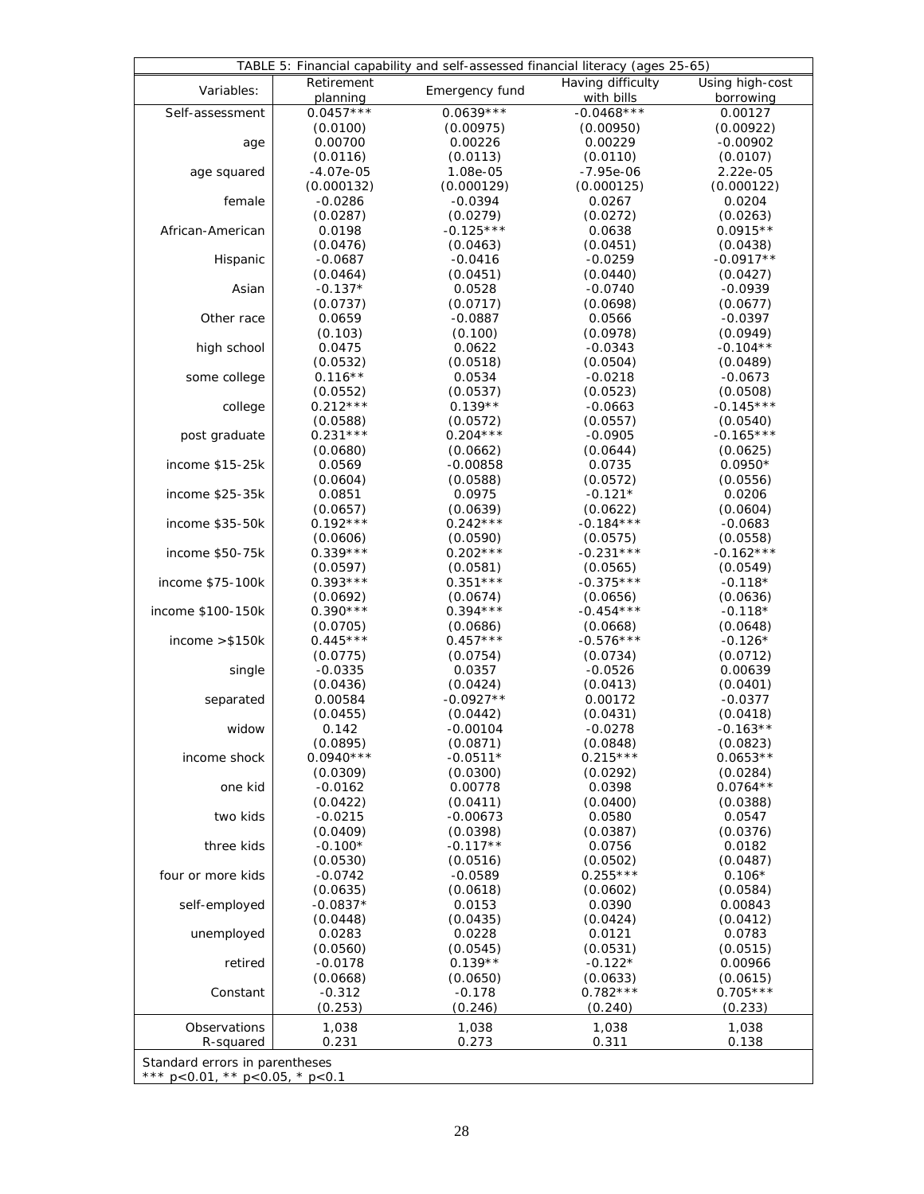TABLE 5: Financial capability and self-assessed financial literacy (ages 25-65)

| Variables: | Retirement planning | Emergency fund | Having difficulty with bills | Using high-cost borrowing |
|---|---|---|---|---|
| Self-assessment | 0.0457*** | 0.0639*** | -0.0468*** | 0.00127 |
| | (0.0100) | (0.00975) | (0.00950) | (0.00922) |
| age | 0.00700 | 0.00226 | 0.00229 | -0.00902 |
| | (0.0116) | (0.0113) | (0.0110) | (0.0107) |
| age squared | -4.07e-05 | 1.08e-05 | -7.95e-06 | 2.22e-05 |
| | (0.000132) | (0.000129) | (0.000125) | (0.000122) |
| female | -0.0286 | -0.0394 | 0.0267 | 0.0204 |
| | (0.0287) | (0.0279) | (0.0272) | (0.0263) |
| African-American | 0.0198 | -0.125*** | 0.0638 | 0.0915** |
| | (0.0476) | (0.0463) | (0.0451) | (0.0438) |
| Hispanic | -0.0687 | -0.0416 | -0.0259 | -0.0917** |
| | (0.0464) | (0.0451) | (0.0440) | (0.0427) |
| Asian | -0.137* | 0.0528 | -0.0740 | -0.0939 |
| | (0.0737) | (0.0717) | (0.0698) | (0.0677) |
| Other race | 0.0659 | -0.0887 | 0.0566 | -0.0397 |
| | (0.103) | (0.100) | (0.0978) | (0.0949) |
| high school | 0.0475 | 0.0622 | -0.0343 | -0.104** |
| | (0.0532) | (0.0518) | (0.0504) | (0.0489) |
| some college | 0.116** | 0.0534 | -0.0218 | -0.0673 |
| | (0.0552) | (0.0537) | (0.0523) | (0.0508) |
| college | 0.212*** | 0.139** | -0.0663 | -0.145*** |
| | (0.0588) | (0.0572) | (0.0557) | (0.0540) |
| post graduate | 0.231*** | 0.204*** | -0.0905 | -0.165*** |
| | (0.0680) | (0.0662) | (0.0644) | (0.0625) |
| income $15-25k | 0.0569 | -0.00858 | 0.0735 | 0.0950* |
| | (0.0604) | (0.0588) | (0.0572) | (0.0556) |
| income $25-35k | 0.0851 | 0.0975 | -0.121* | 0.0206 |
| | (0.0657) | (0.0639) | (0.0622) | (0.0604) |
| income $35-50k | 0.192*** | 0.242*** | -0.184*** | -0.0683 |
| | (0.0606) | (0.0590) | (0.0575) | (0.0558) |
| income $50-75k | 0.339*** | 0.202*** | -0.231*** | -0.162*** |
| | (0.0597) | (0.0581) | (0.0565) | (0.0549) |
| income $75-100k | 0.393*** | 0.351*** | -0.375*** | -0.118* |
| | (0.0692) | (0.0674) | (0.0656) | (0.0636) |
| income $100-150k | 0.390*** | 0.394*** | -0.454*** | -0.118* |
| | (0.0705) | (0.0686) | (0.0668) | (0.0648) |
| income >$150k | 0.445*** | 0.457*** | -0.576*** | -0.126* |
| | (0.0775) | (0.0754) | (0.0734) | (0.0712) |
| single | -0.0335 | 0.0357 | -0.0526 | 0.00639 |
| | (0.0436) | (0.0424) | (0.0413) | (0.0401) |
| separated | 0.00584 | -0.0927** | 0.00172 | -0.0377 |
| | (0.0455) | (0.0442) | (0.0431) | (0.0418) |
| widow | 0.142 | -0.00104 | -0.0278 | -0.163** |
| | (0.0895) | (0.0871) | (0.0848) | (0.0823) |
| income shock | 0.0940*** | -0.0511* | 0.215*** | 0.0653** |
| | (0.0309) | (0.0300) | (0.0292) | (0.0284) |
| one kid | -0.0162 | 0.00778 | 0.0398 | 0.0764** |
| | (0.0422) | (0.0411) | (0.0400) | (0.0388) |
| two kids | -0.0215 | -0.00673 | 0.0580 | 0.0547 |
| | (0.0409) | (0.0398) | (0.0387) | (0.0376) |
| three kids | -0.100* | -0.117** | 0.0756 | 0.0182 |
| | (0.0530) | (0.0516) | (0.0502) | (0.0487) |
| four or more kids | -0.0742 | -0.0589 | 0.255*** | 0.106* |
| | (0.0635) | (0.0618) | (0.0602) | (0.0584) |
| self-employed | -0.0837* | 0.0153 | 0.0390 | 0.00843 |
| | (0.0448) | (0.0435) | (0.0424) | (0.0412) |
| unemployed | 0.0283 | 0.0228 | 0.0121 | 0.0783 |
| | (0.0560) | (0.0545) | (0.0531) | (0.0515) |
| retired | -0.0178 | 0.139** | -0.122* | 0.00966 |
| | (0.0668) | (0.0650) | (0.0633) | (0.0615) |
| Constant | -0.312 | -0.178 | 0.782*** | 0.705*** |
| | (0.253) | (0.246) | (0.240) | (0.233) |
| Observations | 1,038 | 1,038 | 1,038 | 1,038 |
| R-squared | 0.231 | 0.273 | 0.311 | 0.138 |

Standard errors in parentheses
*** p<0.01, ** p<0.05, * p<0.1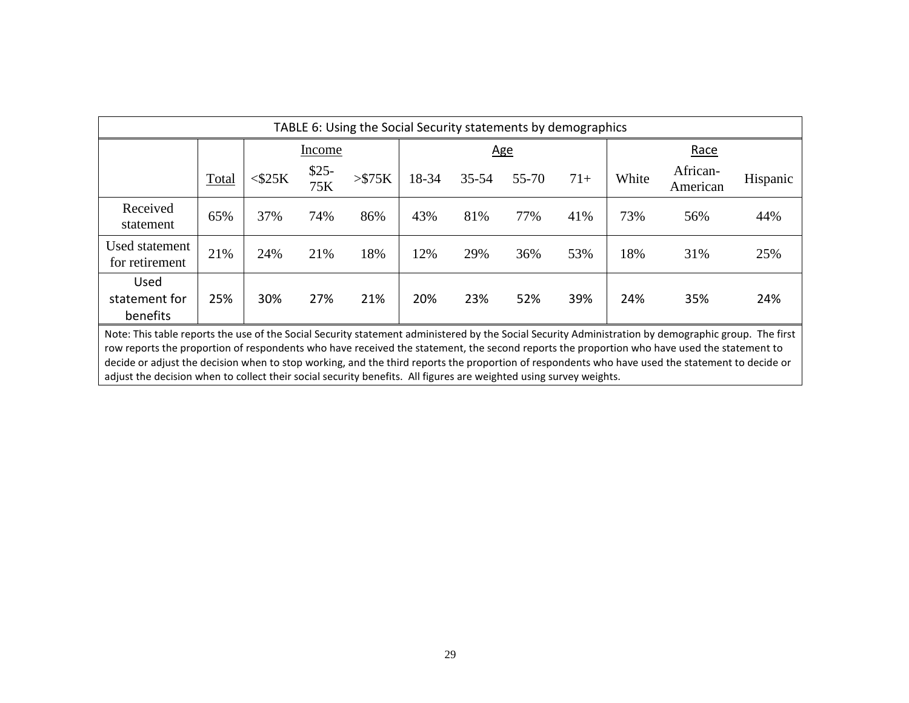TABLE 6: Using the Social Security statements by demographics

| | | Income | | | Age | | | | Race | | |
|---|---|---|---|---|---|---|---|---|---|---|---|
| | Total | <$25K | $25-75K | >$75K | 18-34 | 35-54 | 55-70 | 71+ | White | African-American | Hispanic |
| Received statement | 65% | 37% | 74% | 86% | 43% | 81% | 77% | 41% | 73% | 56% | 44% |
| Used statement for retirement | 21% | 24% | 21% | 18% | 12% | 29% | 36% | 53% | 18% | 31% | 25% |
| Used statement for benefits | 25% | 30% | 27% | 21% | 20% | 23% | 52% | 39% | 24% | 35% | 24% |

Note: This table reports the use of the Social Security statement administered by the Social Security Administration by demographic group. The first row reports the proportion of respondents who have received the statement, the second reports the proportion who have used the statement to decide or adjust the decision when to stop working, and the third reports the proportion of respondents who have used the statement to decide or adjust the decision when to collect their social security benefits. All figures are weighted using survey weights.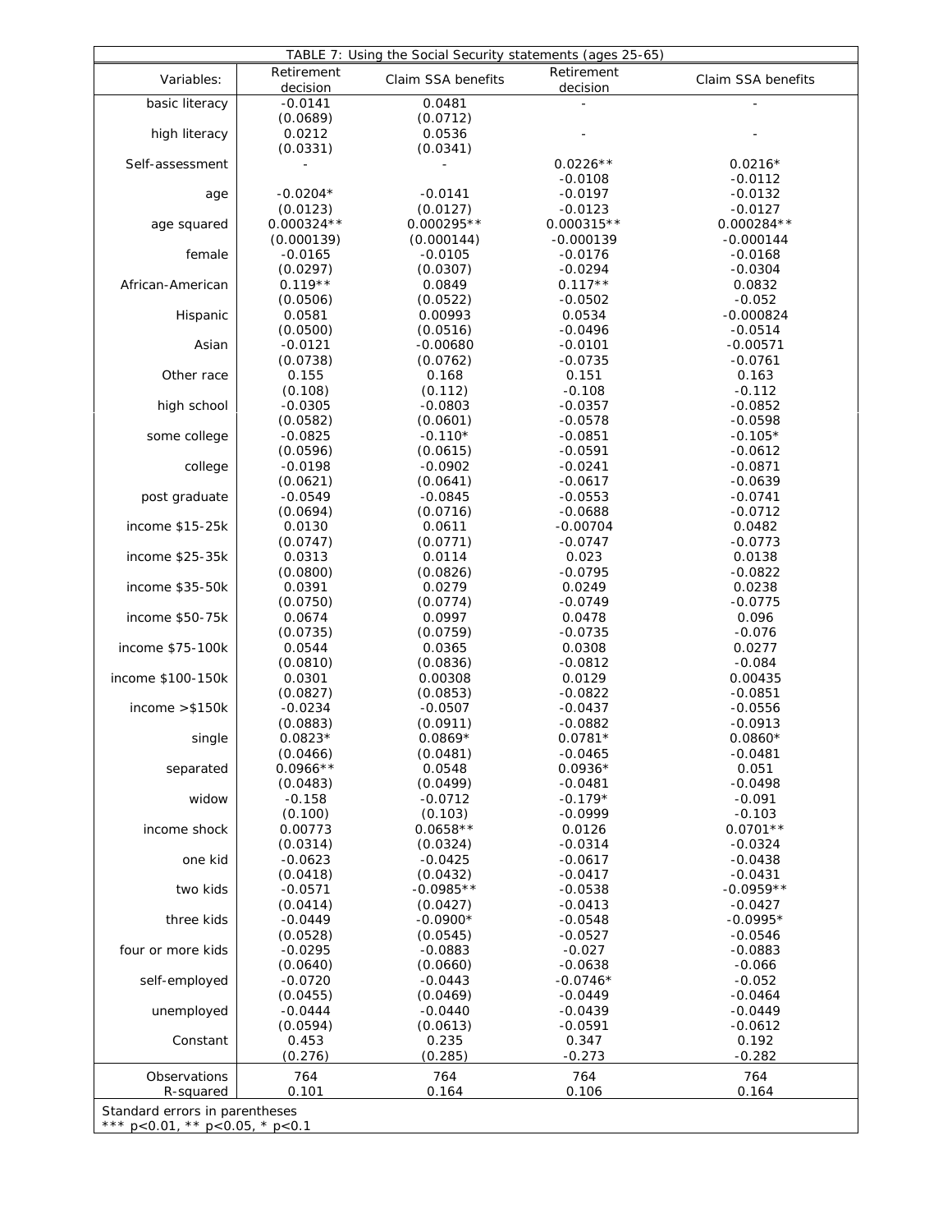| TABLE 7: Using the Social Security statements (ages 25-65) | | | | |
|---|---|---|---|---|
| Variables: | Retirement decision | Claim SSA benefits | Retirement decision | Claim SSA benefits |
| basic literacy | -0.0141 | 0.0481 | - | - |
| | (0.0689) | (0.0712) | | |
| high literacy | 0.0212 | 0.0536 | - | - |
| | (0.0331) | (0.0341) | | |
| Self-assessment | - | - | 0.0226** | 0.0216* |
| | | | -0.0108 | -0.0112 |
| age | -0.0204* | -0.0141 | -0.0197 | -0.0132 |
| | (0.0123) | (0.0127) | -0.0123 | -0.0127 |
| age squared | 0.000324** | 0.000295** | 0.000315** | 0.000284** |
| | (0.000139) | (0.000144) | -0.000139 | -0.000144 |
| female | -0.0165 | -0.0105 | -0.0176 | -0.0168 |
| | (0.0297) | (0.0307) | -0.0294 | -0.0304 |
| African-American | 0.119** | 0.0849 | 0.117** | 0.0832 |
| | (0.0506) | (0.0522) | -0.0502 | -0.052 |
| Hispanic | 0.0581 | 0.00993 | 0.0534 | -0.000824 |
| | (0.0500) | (0.0516) | -0.0496 | -0.0514 |
| Asian | -0.0121 | -0.00680 | -0.0101 | -0.00571 |
| | (0.0738) | (0.0762) | -0.0735 | -0.0761 |
| Other race | 0.155 | 0.168 | 0.151 | 0.163 |
| | (0.108) | (0.112) | -0.108 | -0.112 |
| high school | -0.0305 | -0.0803 | -0.0357 | -0.0852 |
| | (0.0582) | (0.0601) | -0.0578 | -0.0598 |
| some college | -0.0825 | -0.110* | -0.0851 | -0.105* |
| | (0.0596) | (0.0615) | -0.0591 | -0.0612 |
| college | -0.0198 | -0.0902 | -0.0241 | -0.0871 |
| | (0.0621) | (0.0641) | -0.0617 | -0.0639 |
| post graduate | -0.0549 | -0.0845 | -0.0553 | -0.0741 |
| | (0.0694) | (0.0716) | -0.0688 | -0.0712 |
| income $15-25k | 0.0130 | 0.0611 | -0.00704 | 0.0482 |
| | (0.0747) | (0.0771) | -0.0747 | -0.0773 |
| income $25-35k | 0.0313 | 0.0114 | 0.023 | 0.0138 |
| | (0.0800) | (0.0826) | -0.0795 | -0.0822 |
| income $35-50k | 0.0391 | 0.0279 | 0.0249 | 0.0238 |
| | (0.0750) | (0.0774) | -0.0749 | -0.0775 |
| income $50-75k | 0.0674 | 0.0997 | 0.0478 | 0.096 |
| | (0.0735) | (0.0759) | -0.0735 | -0.076 |
| income $75-100k | 0.0544 | 0.0365 | 0.0308 | 0.0277 |
| | (0.0810) | (0.0836) | -0.0812 | -0.084 |
| income $100-150k | 0.0301 | 0.00308 | 0.0129 | 0.00435 |
| | (0.0827) | (0.0853) | -0.0822 | -0.0851 |
| income >$150k | -0.0234 | -0.0507 | -0.0437 | -0.0556 |
| | (0.0883) | (0.0911) | -0.0882 | -0.0913 |
| single | 0.0823* | 0.0869* | 0.0781* | 0.0860* |
| | (0.0466) | (0.0481) | -0.0465 | -0.0481 |
| separated | 0.0966** | 0.0548 | 0.0936* | 0.051 |
| | (0.0483) | (0.0499) | -0.0481 | -0.0498 |
| widow | -0.158 | -0.0712 | -0.179* | -0.091 |
| | (0.100) | (0.103) | -0.0999 | -0.103 |
| income shock | 0.00773 | 0.0658** | 0.0126 | 0.0701** |
| | (0.0314) | (0.0324) | -0.0314 | -0.0324 |
| one kid | -0.0623 | -0.0425 | -0.0617 | -0.0438 |
| | (0.0418) | (0.0432) | -0.0417 | -0.0431 |
| two kids | -0.0571 | -0.0985** | -0.0538 | -0.0959** |
| | (0.0414) | (0.0427) | -0.0413 | -0.0427 |
| three kids | -0.0449 | -0.0900* | -0.0548 | -0.0995* |
| | (0.0528) | (0.0545) | -0.0527 | -0.0546 |
| four or more kids | -0.0295 | -0.0883 | -0.027 | -0.0883 |
| | (0.0640) | (0.0660) | -0.0638 | -0.066 |
| self-employed | -0.0720 | -0.0443 | -0.0746* | -0.052 |
| | (0.0455) | (0.0469) | -0.0449 | -0.0464 |
| unemployed | -0.0444 | -0.0440 | -0.0439 | -0.0449 |
| | (0.0594) | (0.0613) | -0.0591 | -0.0612 |
| Constant | 0.453 | 0.235 | 0.347 | 0.192 |
| | (0.276) | (0.285) | -0.273 | -0.282 |
| Observations | 764 | 764 | 764 | 764 |
| R-squared | 0.101 | 0.164 | 0.106 | 0.164 |

Standard errors in parentheses
*** p<0.01, ** p<0.05, * p<0.1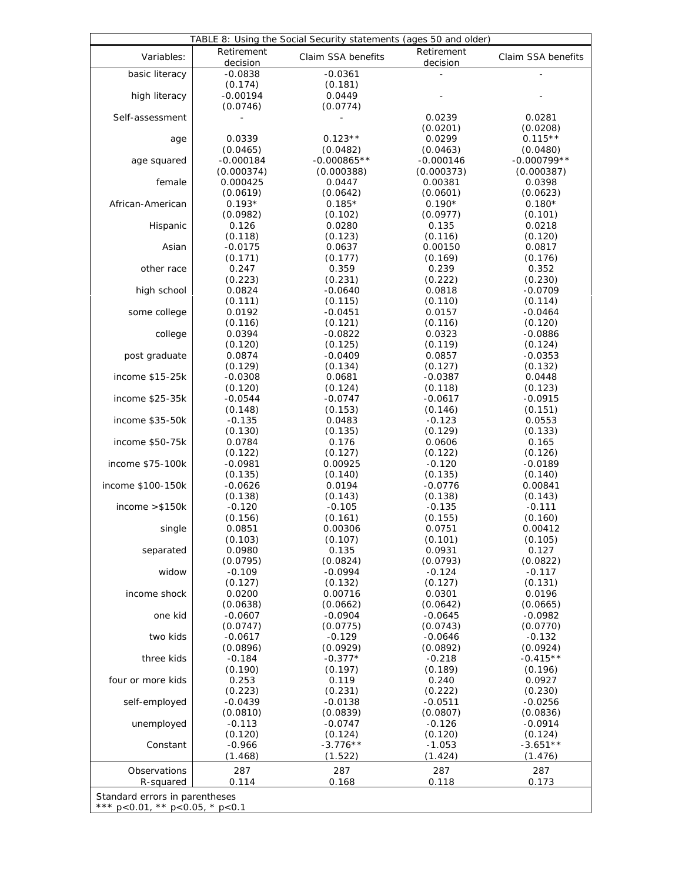TABLE 8: Using the Social Security statements (ages 50 and older)

| Variables: | Retirement decision | Claim SSA benefits | Retirement decision | Claim SSA benefits |
|---|---|---|---|---|
| basic literacy | -0.0838 | -0.0361 | - | - |
| | (0.174) | (0.181) | | |
| high literacy | -0.00194 | 0.0449 | - | - |
| | (0.0746) | (0.0774) | | |
| Self-assessment | - | - | 0.0239 | 0.0281 |
| | | | (0.0201) | (0.0208) |
| age | 0.0339 | 0.123** | 0.0299 | 0.115** |
| | (0.0465) | (0.0482) | (0.0463) | (0.0480) |
| age squared | -0.000184 | -0.000865** | -0.000146 | -0.000799** |
| | (0.000374) | (0.000388) | (0.000373) | (0.000387) |
| female | 0.000425 | 0.0447 | 0.00381 | 0.0398 |
| | (0.0619) | (0.0642) | (0.0601) | (0.0623) |
| African-American | 0.193* | 0.185* | 0.190* | 0.180* |
| | (0.0982) | (0.102) | (0.0977) | (0.101) |
| Hispanic | 0.126 | 0.0280 | 0.135 | 0.0218 |
| | (0.118) | (0.123) | (0.116) | (0.120) |
| Asian | -0.0175 | 0.0637 | 0.00150 | 0.0817 |
| | (0.171) | (0.177) | (0.169) | (0.176) |
| other race | 0.247 | 0.359 | 0.239 | 0.352 |
| | (0.223) | (0.231) | (0.222) | (0.230) |
| high school | 0.0824 | -0.0640 | 0.0818 | -0.0709 |
| | (0.111) | (0.115) | (0.110) | (0.114) |
| some college | 0.0192 | -0.0451 | 0.0157 | -0.0464 |
| | (0.116) | (0.121) | (0.116) | (0.120) |
| college | 0.0394 | -0.0822 | 0.0323 | -0.0886 |
| | (0.120) | (0.125) | (0.119) | (0.124) |
| post graduate | 0.0874 | -0.0409 | 0.0857 | -0.0353 |
| | (0.129) | (0.134) | (0.127) | (0.132) |
| income $15-25k | -0.0308 | 0.0681 | -0.0387 | 0.0448 |
| | (0.120) | (0.124) | (0.118) | (0.123) |
| income $25-35k | -0.0544 | -0.0747 | -0.0617 | -0.0915 |
| | (0.148) | (0.153) | (0.146) | (0.151) |
| income $35-50k | -0.135 | 0.0483 | -0.123 | 0.0553 |
| | (0.130) | (0.135) | (0.129) | (0.133) |
| income $50-75k | 0.0784 | 0.176 | 0.0606 | 0.165 |
| | (0.122) | (0.127) | (0.122) | (0.126) |
| income $75-100k | -0.0981 | 0.00925 | -0.120 | -0.0189 |
| | (0.135) | (0.140) | (0.135) | (0.140) |
| income $100-150k | -0.0626 | 0.0194 | -0.0776 | 0.00841 |
| | (0.138) | (0.143) | (0.138) | (0.143) |
| income >$150k | -0.120 | -0.105 | -0.135 | -0.111 |
| | (0.156) | (0.161) | (0.155) | (0.160) |
| single | 0.0851 | 0.00306 | 0.0751 | 0.00412 |
| | (0.103) | (0.107) | (0.101) | (0.105) |
| separated | 0.0980 | 0.135 | 0.0931 | 0.127 |
| | (0.0795) | (0.0824) | (0.0793) | (0.0822) |
| widow | -0.109 | -0.0994 | -0.124 | -0.117 |
| | (0.127) | (0.132) | (0.127) | (0.131) |
| income shock | 0.0200 | 0.00716 | 0.0301 | 0.0196 |
| | (0.0638) | (0.0662) | (0.0642) | (0.0665) |
| one kid | -0.0607 | -0.0904 | -0.0645 | -0.0982 |
| | (0.0747) | (0.0775) | (0.0743) | (0.0770) |
| two kids | -0.0617 | -0.129 | -0.0646 | -0.132 |
| | (0.0896) | (0.0929) | (0.0892) | (0.0924) |
| three kids | -0.184 | -0.377* | -0.218 | -0.415** |
| | (0.190) | (0.197) | (0.189) | (0.196) |
| four or more kids | 0.253 | 0.119 | 0.240 | 0.0927 |
| | (0.223) | (0.231) | (0.222) | (0.230) |
| self-employed | -0.0439 | -0.0138 | -0.0511 | -0.0256 |
| | (0.0810) | (0.0839) | (0.0807) | (0.0836) |
| unemployed | -0.113 | -0.0747 | -0.126 | -0.0914 |
| | (0.120) | (0.124) | (0.120) | (0.124) |
| Constant | -0.966 | -3.776** | -1.053 | -3.651** |
| | (1.468) | (1.522) | (1.424) | (1.476) |
| Observations | 287 | 287 | 287 | 287 |
| R-squared | 0.114 | 0.168 | 0.118 | 0.173 |

Standard errors in parentheses
*** p<0.01, ** p<0.05, * p<0.1